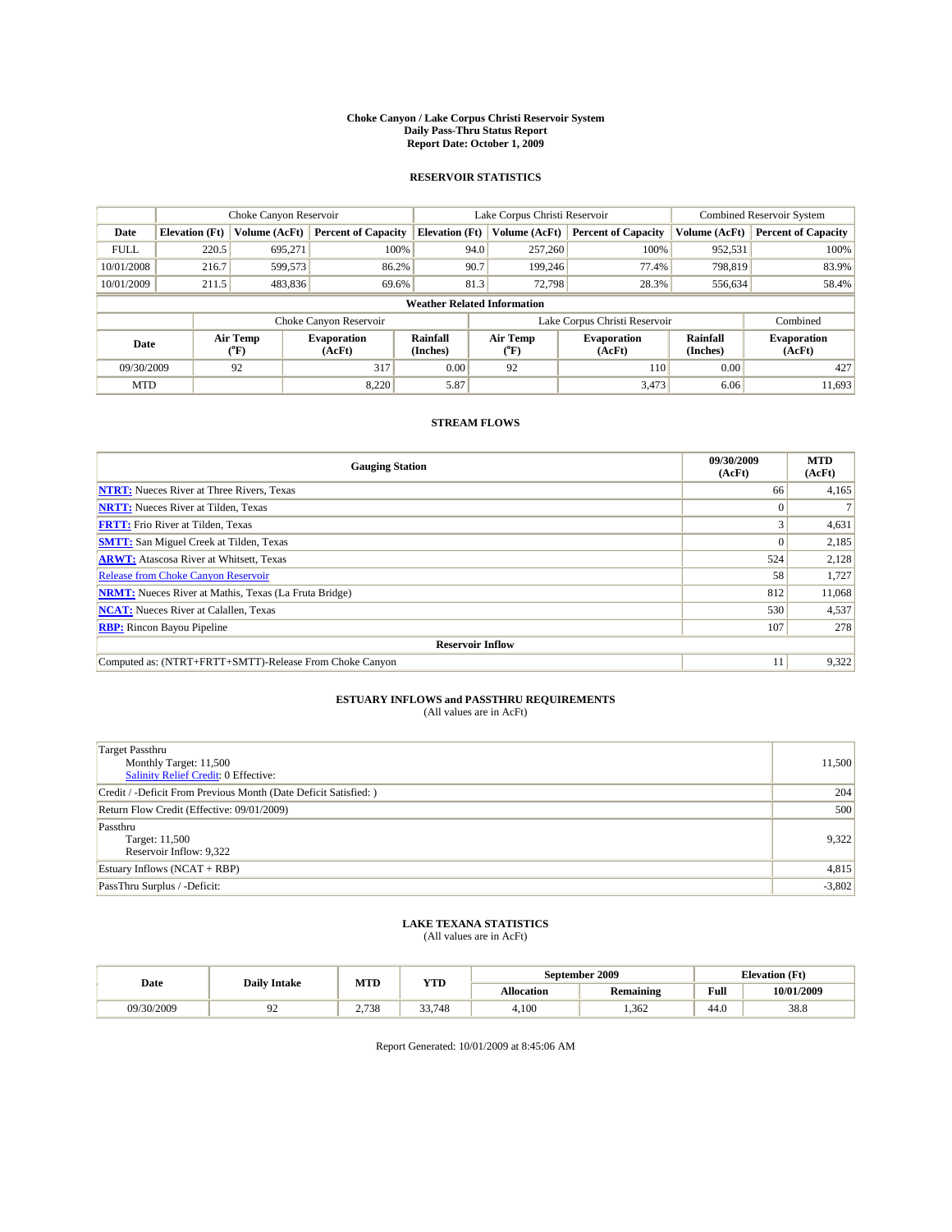# Choke Canyon / Lake Corpus Christi Reservoir System
## Daily Pass-Thru Status Report
## Report Date: October 1, 2009

### RESERVOIR STATISTICS

| | Choke Canyon Reservoir | | | Lake Corpus Christi Reservoir | | | Combined Reservoir System | |
|---|---|---|---|---|---|---|---|---|
| Date | Elevation (Ft) | Volume (AcFt) | Percent of Capacity | Elevation (Ft) | Volume (AcFt) | Percent of Capacity | Volume (AcFt) | Percent of Capacity |
| FULL | 220.5 | 695,271 | 100% | 94.0 | 257,260 | 100% | 952,531 | 100% |
| 10/01/2008 | 216.7 | 599,573 | 86.2% | 90.7 | 199,246 | 77.4% | 798,819 | 83.9% |
| 10/01/2009 | 211.5 | 483,836 | 69.6% | 81.3 | 72,798 | 28.3% | 556,634 | 58.4% |

**Weather Related Information**

| | Choke Canyon Reservoir | | | Lake Corpus Christi Reservoir | | | Combined |
|---|---|---|---|---|---|---|---|
| Date | Air Temp (°F) | Evaporation (AcFt) | Rainfall (Inches) | Air Temp (°F) | Evaporation (AcFt) | Rainfall (Inches) | Evaporation (AcFt) |
| 09/30/2009 | 92 | 317 | 0.00 | 92 | 110 | 0.00 | 427 |
| MTD | | 8,220 | 5.87 | | 3,473 | 6.06 | 11,693 |

### STREAM FLOWS

| Gauging Station | 09/30/2009 (AcFt) | MTD (AcFt) |
|---|---|---|
| **NTRT:** Nueces River at Three Rivers, Texas | 66 | 4,165 |
| **NRTT:** Nueces River at Tilden, Texas | 0 | 7 |
| **FRTT:** Frio River at Tilden, Texas | 3 | 4,631 |
| **SMTT:** San Miguel Creek at Tilden, Texas | 0 | 2,185 |
| **ARWT:** Atascosa River at Whitsett, Texas | 524 | 2,128 |
| Release from Choke Canyon Reservoir | 58 | 1,727 |
| **NRMT:** Nueces River at Mathis, Texas (La Fruta Bridge) | 812 | 11,068 |
| **NCAT:** Nueces River at Calallen, Texas | 530 | 4,537 |
| **RBP:** Rincon Bayou Pipeline | 107 | 278 |
| **Reservoir Inflow** | | |
| Computed as: (NTRT+FRTT+SMTT)-Release From Choke Canyon | 11 | 9,322 |

### ESTUARY INFLOWS and PASSTHRU REQUIREMENTS
(All values are in AcFt)

| | |
|---|---|
| Target Passthru<br>Monthly Target: 11,500<br>Salinity Relief Credit: 0 Effective: | 11,500 |
| Credit / -Deficit From Previous Month (Date Deficit Satisfied: ) | 204 |
| Return Flow Credit (Effective: 09/01/2009) | 500 |
| Passthru<br>Target: 11,500<br>Reservoir Inflow: 9,322 | 9,322 |
| Estuary Inflows (NCAT + RBP) | 4,815 |
| PassThru Surplus / -Deficit: | -3,802 |

### LAKE TEXANA STATISTICS
(All values are in AcFt)

| Date | Daily Intake | MTD | YTD | September 2009 | | Elevation (Ft) | |
|---|---|---|---|---|---|---|---|
| | | | | Allocation | Remaining | Full | 10/01/2009 |
| 09/30/2009 | 92 | 2,738 | 33,748 | 4,100 | 1,362 | 44.0 | 38.8 |

Report Generated: 10/01/2009 at 8:45:06 AM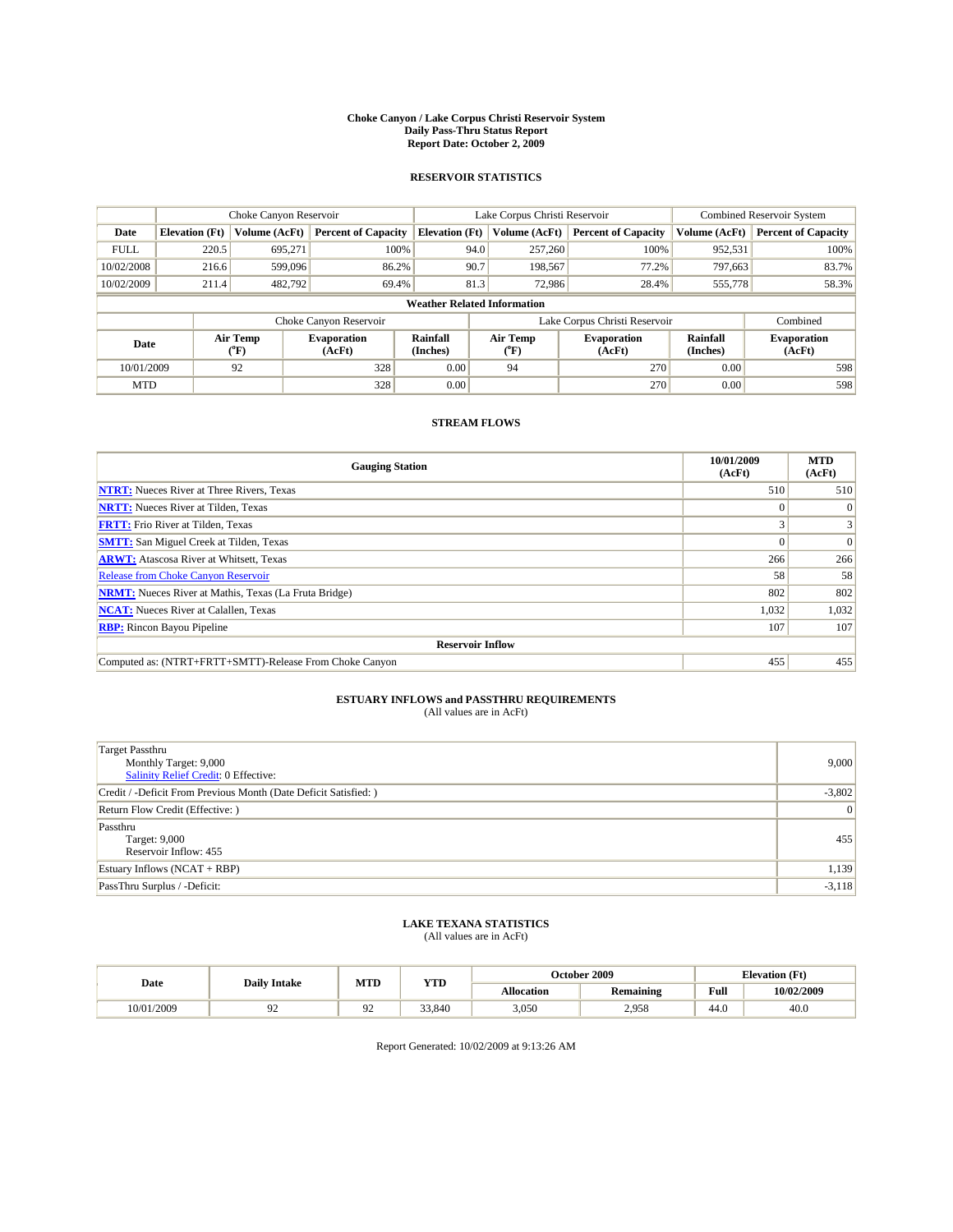# Choke Canyon / Lake Corpus Christi Reservoir System
## Daily Pass-Thru Status Report
## Report Date: October 2, 2009

### RESERVOIR STATISTICS

| | Choke Canyon Reservoir | | | Lake Corpus Christi Reservoir | | | Combined Reservoir System | |
|---|---|---|---|---|---|---|---|---|
| Date | Elevation (Ft) | Volume (AcFt) | Percent of Capacity | Elevation (Ft) | Volume (AcFt) | Percent of Capacity | Volume (AcFt) | Percent of Capacity |
| FULL | 220.5 | 695,271 | 100% | 94.0 | 257,260 | 100% | 952,531 | 100% |
| 10/02/2008 | 216.6 | 599,096 | 86.2% | 90.7 | 198,567 | 77.2% | 797,663 | 83.7% |
| 10/02/2009 | 211.4 | 482,792 | 69.4% | 81.3 | 72,986 | 28.4% | 555,778 | 58.3% |

**Weather Related Information**

| | Choke Canyon Reservoir | | | Lake Corpus Christi Reservoir | | | Combined |
|---|---|---|---|---|---|---|---|
| Date | Air Temp (°F) | Evaporation (AcFt) | Rainfall (Inches) | Air Temp (°F) | Evaporation (AcFt) | Rainfall (Inches) | Evaporation (AcFt) |
| 10/01/2009 | 92 | 328 | 0.00 | 94 | 270 | 0.00 | 598 |
| MTD | | 328 | 0.00 | | 270 | 0.00 | 598 |

### STREAM FLOWS

| Gauging Station | 10/01/2009 (AcFt) | MTD (AcFt) |
|---|---|---|
| **NTRT:** Nueces River at Three Rivers, Texas | 510 | 510 |
| **NRTT:** Nueces River at Tilden, Texas | 0 | 0 |
| **FRTT:** Frio River at Tilden, Texas | 3 | 3 |
| **SMTT:** San Miguel Creek at Tilden, Texas | 0 | 0 |
| **ARWT:** Atascosa River at Whitsett, Texas | 266 | 266 |
| Release from Choke Canyon Reservoir | 58 | 58 |
| **NRMT:** Nueces River at Mathis, Texas (La Fruta Bridge) | 802 | 802 |
| **NCAT:** Nueces River at Calallen, Texas | 1,032 | 1,032 |
| **RBP:** Rincon Bayou Pipeline | 107 | 107 |
| **Reservoir Inflow** | | |
| Computed as: (NTRT+FRTT+SMTT)-Release From Choke Canyon | 455 | 455 |

### ESTUARY INFLOWS and PASSTHRU REQUIREMENTS
(All values are in AcFt)

| | |
|---|---|
| Target Passthru<br>Monthly Target: 9,000<br>Salinity Relief Credit: 0 Effective: | 9,000 |
| Credit / -Deficit From Previous Month (Date Deficit Satisfied: ) | -3,802 |
| Return Flow Credit (Effective: ) | 0 |
| Passthru<br>Target: 9,000<br>Reservoir Inflow: 455 | 455 |
| Estuary Inflows (NCAT + RBP) | 1,139 |
| PassThru Surplus / -Deficit: | -3,118 |

### LAKE TEXANA STATISTICS
(All values are in AcFt)

| Date | Daily Intake | MTD | YTD | October 2009 | | Elevation (Ft) | |
|---|---|---|---|---|---|---|---|
| | | | | Allocation | Remaining | Full | 10/02/2009 |
| 10/01/2009 | 92 | 92 | 33,840 | 3,050 | 2,958 | 44.0 | 40.0 |

Report Generated: 10/02/2009 at 9:13:26 AM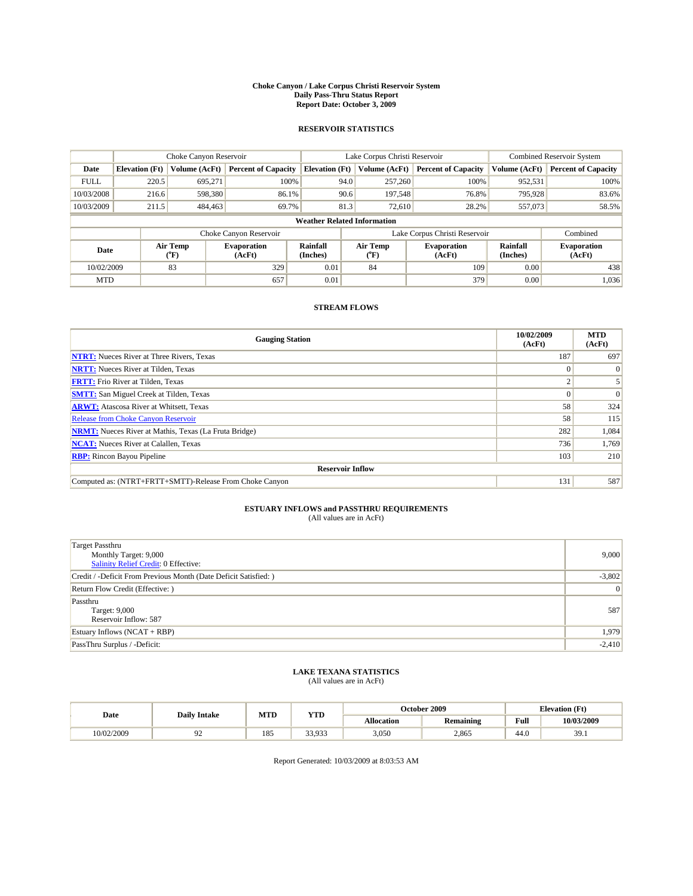# Choke Canyon / Lake Corpus Christi Reservoir System
## Daily Pass-Thru Status Report
## Report Date: October 3, 2009

### RESERVOIR STATISTICS

| | Choke Canyon Reservoir | | | Lake Corpus Christi Reservoir | | | Combined Reservoir System | |
|---|---|---|---|---|---|---|---|---|
| Date | Elevation (Ft) | Volume (AcFt) | Percent of Capacity | Elevation (Ft) | Volume (AcFt) | Percent of Capacity | Volume (AcFt) | Percent of Capacity |
| FULL | 220.5 | 695,271 | 100% | 94.0 | 257,260 | 100% | 952,531 | 100% |
| 10/03/2008 | 216.6 | 598,380 | 86.1% | 90.6 | 197,548 | 76.8% | 795,928 | 83.6% |
| 10/03/2009 | 211.5 | 484,463 | 69.7% | 81.3 | 72,610 | 28.2% | 557,073 | 58.5% |

**Weather Related Information**

| | Choke Canyon Reservoir | | | Lake Corpus Christi Reservoir | | | Combined |
|---|---|---|---|---|---|---|---|
| Date | Air Temp (°F) | Evaporation (AcFt) | Rainfall (Inches) | Air Temp (°F) | Evaporation (AcFt) | Rainfall (Inches) | Evaporation (AcFt) |
| 10/02/2009 | 83 | 329 | 0.01 | 84 | 109 | 0.00 | 438 |
| MTD | | 657 | 0.01 | | 379 | 0.00 | 1,036 |

### STREAM FLOWS

| Gauging Station | 10/02/2009 (AcFt) | MTD (AcFt) |
|---|---|---|
| NTRT: Nueces River at Three Rivers, Texas | 187 | 697 |
| NRTT: Nueces River at Tilden, Texas | 0 | 0 |
| FRTT: Frio River at Tilden, Texas | 2 | 5 |
| SMTT: San Miguel Creek at Tilden, Texas | 0 | 0 |
| ARWT: Atascosa River at Whitsett, Texas | 58 | 324 |
| Release from Choke Canyon Reservoir | 58 | 115 |
| NRMT: Nueces River at Mathis, Texas (La Fruta Bridge) | 282 | 1,084 |
| NCAT: Nueces River at Calallen, Texas | 736 | 1,769 |
| RBP: Rincon Bayou Pipeline | 103 | 210 |
| **Reservoir Inflow** | | |
| Computed as: (NTRT+FRTT+SMTT)-Release From Choke Canyon | 131 | 587 |

### ESTUARY INFLOWS and PASSTHRU REQUIREMENTS
(All values are in AcFt)

| | |
|---|---|
| Target Passthru<br>Monthly Target: 9,000<br>Salinity Relief Credit: 0 Effective: | 9,000 |
| Credit / -Deficit From Previous Month (Date Deficit Satisfied: ) | -3,802 |
| Return Flow Credit (Effective: ) | 0 |
| Passthru<br>Target: 9,000<br>Reservoir Inflow: 587 | 587 |
| Estuary Inflows (NCAT + RBP) | 1,979 |
| PassThru Surplus / -Deficit: | -2,410 |

### LAKE TEXANA STATISTICS
(All values are in AcFt)

| Date | Daily Intake | MTD | YTD | October 2009 | | Elevation (Ft) | |
|---|---|---|---|---|---|---|---|
| | | | | Allocation | Remaining | Full | 10/03/2009 |
| 10/02/2009 | 92 | 185 | 33,933 | 3,050 | 2,865 | 44.0 | 39.1 |

Report Generated: 10/03/2009 at 8:03:53 AM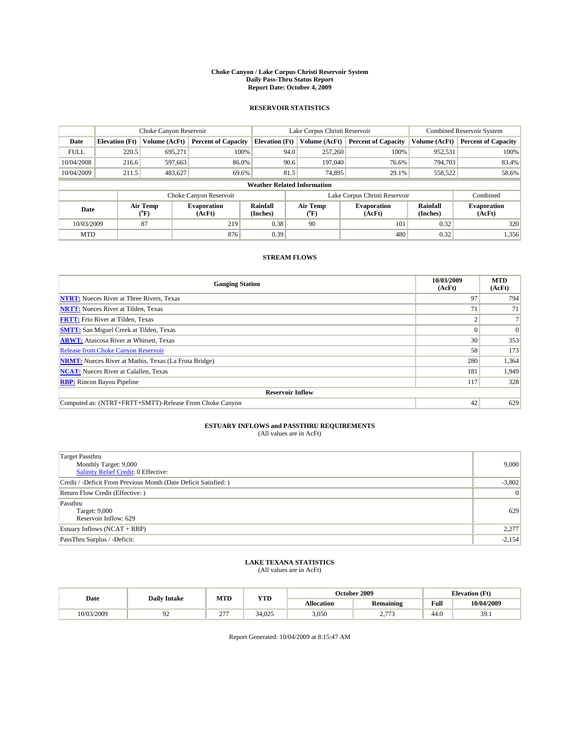# Choke Canyon / Lake Corpus Christi Reservoir System
## Daily Pass-Thru Status Report
## Report Date: October 4, 2009

### RESERVOIR STATISTICS

| | Choke Canyon Reservoir | | | Lake Corpus Christi Reservoir | | | Combined Reservoir System | |
|---|---|---|---|---|---|---|---|---|
| **Date** | **Elevation (Ft)** | **Volume (AcFt)** | **Percent of Capacity** | **Elevation (Ft)** | **Volume (AcFt)** | **Percent of Capacity** | **Volume (AcFt)** | **Percent of Capacity** |
| FULL | 220.5 | 695,271 | 100% | 94.0 | 257,260 | 100% | 952,531 | 100% |
| 10/04/2008 | 216.6 | 597,663 | 86.0% | 90.6 | 197,040 | 76.6% | 794,703 | 83.4% |
| 10/04/2009 | 211.5 | 483,627 | 69.6% | 81.5 | 74,895 | 29.1% | 558,522 | 58.6% |

**Weather Related Information**

| | Choke Canyon Reservoir | | | Lake Corpus Christi Reservoir | | | Combined |
|---|---|---|---|---|---|---|---|
| **Date** | **Air Temp (°F)** | **Evaporation (AcFt)** | **Rainfall (Inches)** | **Air Temp (°F)** | **Evaporation (AcFt)** | **Rainfall (Inches)** | **Evaporation (AcFt)** |
| 10/03/2009 | 87 | 219 | 0.38 | 90 | 101 | 0.32 | 320 |
| MTD | | 876 | 0.39 | | 480 | 0.32 | 1,356 |

### STREAM FLOWS

| Gauging Station | 10/03/2009 (AcFt) | MTD (AcFt) |
|---|---|---|
| **NTRT:** Nueces River at Three Rivers, Texas | 97 | 794 |
| **NRTT:** Nueces River at Tilden, Texas | 71 | 71 |
| **FRTT:** Frio River at Tilden, Texas | 2 | 7 |
| **SMTT:** San Miguel Creek at Tilden, Texas | 0 | 0 |
| **ARWT:** Atascosa River at Whitsett, Texas | 30 | 353 |
| Release from Choke Canyon Reservoir | 58 | 173 |
| **NRMT:** Nueces River at Mathis, Texas (La Fruta Bridge) | 280 | 1,364 |
| **NCAT:** Nueces River at Calallen, Texas | 181 | 1,949 |
| **RBP:** Rincon Bayou Pipeline | 117 | 328 |
| **Reservoir Inflow** | | |
| Computed as: (NTRT+FRTT+SMTT)-Release From Choke Canyon | 42 | 629 |

### ESTUARY INFLOWS and PASSTHRU REQUIREMENTS
(All values are in AcFt)

| | |
|---|---|
| Target Passthru<br>Monthly Target: 9,000<br>Salinity Relief Credit: 0 Effective: | 9,000 |
| Credit / -Deficit From Previous Month (Date Deficit Satisfied: ) | -3,802 |
| Return Flow Credit (Effective: ) | 0 |
| Passthru<br>Target: 9,000<br>Reservoir Inflow: 629 | 629 |
| Estuary Inflows (NCAT + RBP) | 2,277 |
| PassThru Surplus / -Deficit: | -2,154 |

### LAKE TEXANA STATISTICS
(All values are in AcFt)

| Date | Daily Intake | MTD | YTD | October 2009 | | Elevation (Ft) | |
|---|---|---|---|---|---|---|---|
| | | | | **Allocation** | **Remaining** | **Full** | **10/04/2009** |
| 10/03/2009 | 92 | 277 | 34,025 | 3,050 | 2,773 | 44.0 | 39.1 |

Report Generated: 10/04/2009 at 8:15:47 AM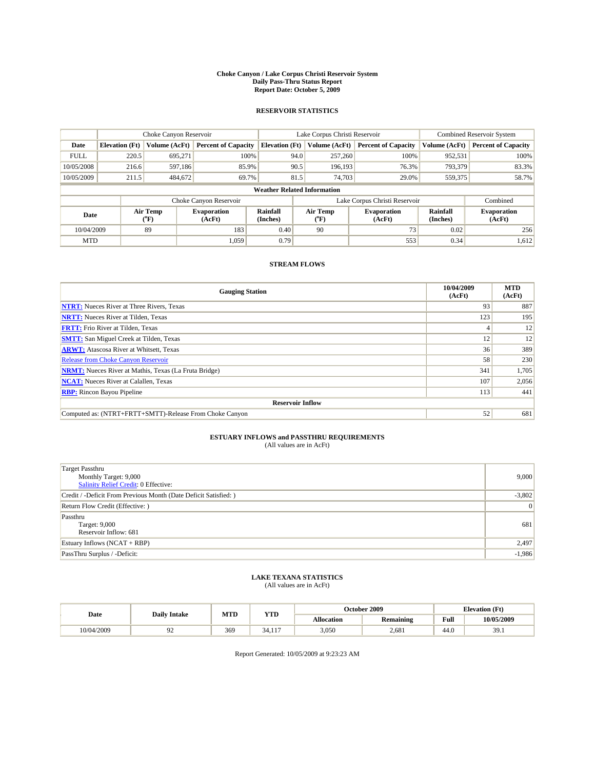**Choke Canyon / Lake Corpus Christi Reservoir System**
**Daily Pass-Thru Status Report**
**Report Date: October 5, 2009**

## RESERVOIR STATISTICS

| | Choke Canyon Reservoir | | | Lake Corpus Christi Reservoir | | | Combined Reservoir System | |
|---|---|---|---|---|---|---|---|---|
| Date | Elevation (Ft) | Volume (AcFt) | Percent of Capacity | Elevation (Ft) | Volume (AcFt) | Percent of Capacity | Volume (AcFt) | Percent of Capacity |
| FULL | 220.5 | 695,271 | 100% | 94.0 | 257,260 | 100% | 952,531 | 100% |
| 10/05/2008 | 216.6 | 597,186 | 85.9% | 90.5 | 196,193 | 76.3% | 793,379 | 83.3% |
| 10/05/2009 | 211.5 | 484,672 | 69.7% | 81.5 | 74,703 | 29.0% | 559,375 | 58.7% |

**Weather Related Information**

| | Choke Canyon Reservoir | | | Lake Corpus Christi Reservoir | | | Combined |
|---|---|---|---|---|---|---|---|
| Date | Air Temp (°F) | Evaporation (AcFt) | Rainfall (Inches) | Air Temp (°F) | Evaporation (AcFt) | Rainfall (Inches) | Evaporation (AcFt) |
| 10/04/2009 | 89 | 183 | 0.40 | 90 | 73 | 0.02 | 256 |
| MTD | | 1,059 | 0.79 | | 553 | 0.34 | 1,612 |

## STREAM FLOWS

| Gauging Station | 10/04/2009 (AcFt) | MTD (AcFt) |
|---|---|---|
| NTRT: Nueces River at Three Rivers, Texas | 93 | 887 |
| NRTT: Nueces River at Tilden, Texas | 123 | 195 |
| FRTT: Frio River at Tilden, Texas | 4 | 12 |
| SMTT: San Miguel Creek at Tilden, Texas | 12 | 12 |
| ARWT: Atascosa River at Whitsett, Texas | 36 | 389 |
| Release from Choke Canyon Reservoir | 58 | 230 |
| NRMT: Nueces River at Mathis, Texas (La Fruta Bridge) | 341 | 1,705 |
| NCAT: Nueces River at Calallen, Texas | 107 | 2,056 |
| RBP: Rincon Bayou Pipeline | 113 | 441 |
| **Reservoir Inflow** | | |
| Computed as: (NTRT+FRTT+SMTT)-Release From Choke Canyon | 52 | 681 |

## ESTUARY INFLOWS and PASSTHRU REQUIREMENTS

(All values are in AcFt)

| | |
|---|---|
| Target Passthru<br>Monthly Target: 9,000<br>Salinity Relief Credit: 0 Effective: | 9,000 |
| Credit / -Deficit From Previous Month (Date Deficit Satisfied: ) | -3,802 |
| Return Flow Credit (Effective: ) | 0 |
| Passthru<br>Target: 9,000<br>Reservoir Inflow: 681 | 681 |
| Estuary Inflows (NCAT + RBP) | 2,497 |
| PassThru Surplus / -Deficit: | -1,986 |

## LAKE TEXANA STATISTICS

(All values are in AcFt)

| Date | Daily Intake | MTD | YTD | October 2009 | | Elevation (Ft) | |
|---|---|---|---|---|---|---|---|
| | | | | Allocation | Remaining | Full | 10/05/2009 |
| 10/04/2009 | 92 | 369 | 34,117 | 3,050 | 2,681 | 44.0 | 39.1 |

Report Generated: 10/05/2009 at 9:23:23 AM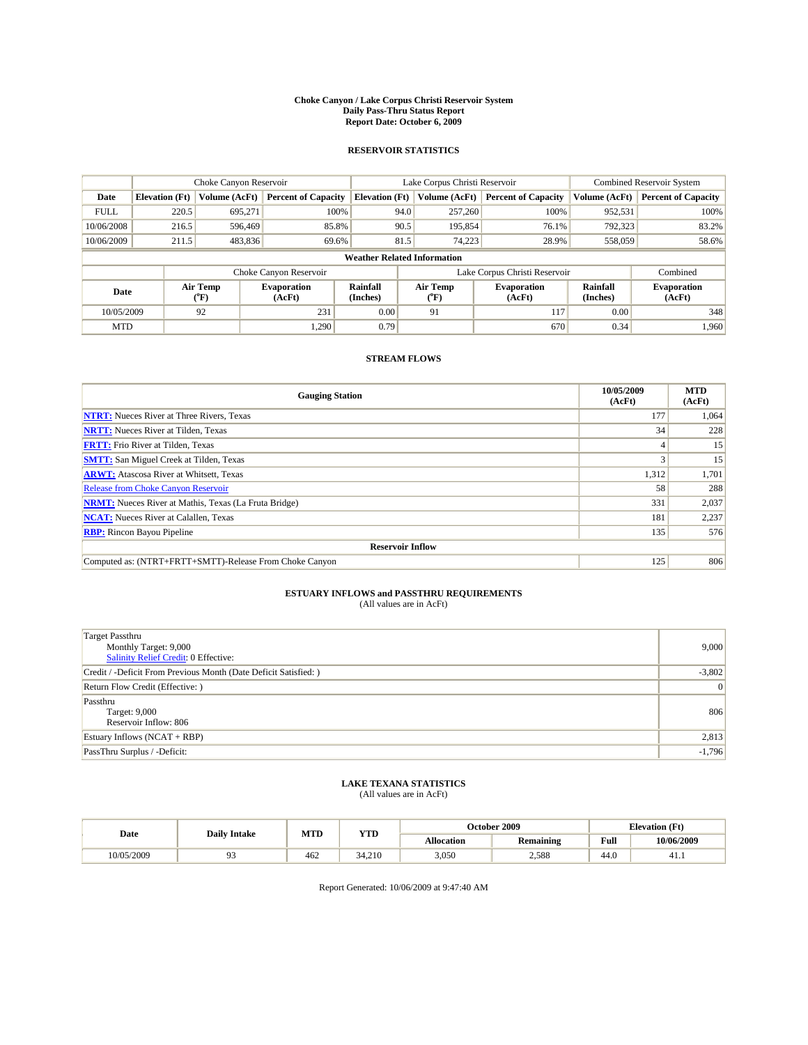**Choke Canyon / Lake Corpus Christi Reservoir System**
**Daily Pass-Thru Status Report**
**Report Date: October 6, 2009**

## RESERVOIR STATISTICS

| | Choke Canyon Reservoir | | | Lake Corpus Christi Reservoir | | | Combined Reservoir System | |
|---|---|---|---|---|---|---|---|---|
| Date | Elevation (Ft) | Volume (AcFt) | Percent of Capacity | Elevation (Ft) | Volume (AcFt) | Percent of Capacity | Volume (AcFt) | Percent of Capacity |
| FULL | 220.5 | 695,271 | 100% | 94.0 | 257,260 | 100% | 952,531 | 100% |
| 10/06/2008 | 216.5 | 596,469 | 85.8% | 90.5 | 195,854 | 76.1% | 792,323 | 83.2% |
| 10/06/2009 | 211.5 | 483,836 | 69.6% | 81.5 | 74,223 | 28.9% | 558,059 | 58.6% |

**Weather Related Information**

| | Choke Canyon Reservoir | | | Lake Corpus Christi Reservoir | | | Combined |
|---|---|---|---|---|---|---|---|
| Date | Air Temp (°F) | Evaporation (AcFt) | Rainfall (Inches) | Air Temp (°F) | Evaporation (AcFt) | Rainfall (Inches) | Evaporation (AcFt) |
| 10/05/2009 | 92 | 231 | 0.00 | 91 | 117 | 0.00 | 348 |
| MTD | | 1,290 | 0.79 | | 670 | 0.34 | 1,960 |

## STREAM FLOWS

| Gauging Station | 10/05/2009 (AcFt) | MTD (AcFt) |
|---|---|---|
| NTRT: Nueces River at Three Rivers, Texas | 177 | 1,064 |
| NRTT: Nueces River at Tilden, Texas | 34 | 228 |
| FRTT: Frio River at Tilden, Texas | 4 | 15 |
| SMTT: San Miguel Creek at Tilden, Texas | 3 | 15 |
| ARWT: Atascosa River at Whitsett, Texas | 1,312 | 1,701 |
| Release from Choke Canyon Reservoir | 58 | 288 |
| NRMT: Nueces River at Mathis, Texas (La Fruta Bridge) | 331 | 2,037 |
| NCAT: Nueces River at Calallen, Texas | 181 | 2,237 |
| RBP: Rincon Bayou Pipeline | 135 | 576 |
| **Reservoir Inflow** | | |
| Computed as: (NTRT+FRTT+SMTT)-Release From Choke Canyon | 125 | 806 |

## ESTUARY INFLOWS and PASSTHRU REQUIREMENTS
(All values are in AcFt)

| | |
|---|---|
| Target Passthru<br>Monthly Target: 9,000<br>Salinity Relief Credit: 0 Effective: | 9,000 |
| Credit / -Deficit From Previous Month (Date Deficit Satisfied: ) | -3,802 |
| Return Flow Credit (Effective: ) | 0 |
| Passthru<br>Target: 9,000<br>Reservoir Inflow: 806 | 806 |
| Estuary Inflows (NCAT + RBP) | 2,813 |
| PassThru Surplus / -Deficit: | -1,796 |

## LAKE TEXANA STATISTICS
(All values are in AcFt)

| Date | Daily Intake | MTD | YTD | October 2009 | | Elevation (Ft) | |
|---|---|---|---|---|---|---|---|
| | | | | Allocation | Remaining | Full | 10/06/2009 |
| 10/05/2009 | 93 | 462 | 34,210 | 3,050 | 2,588 | 44.0 | 41.1 |

Report Generated: 10/06/2009 at 9:47:40 AM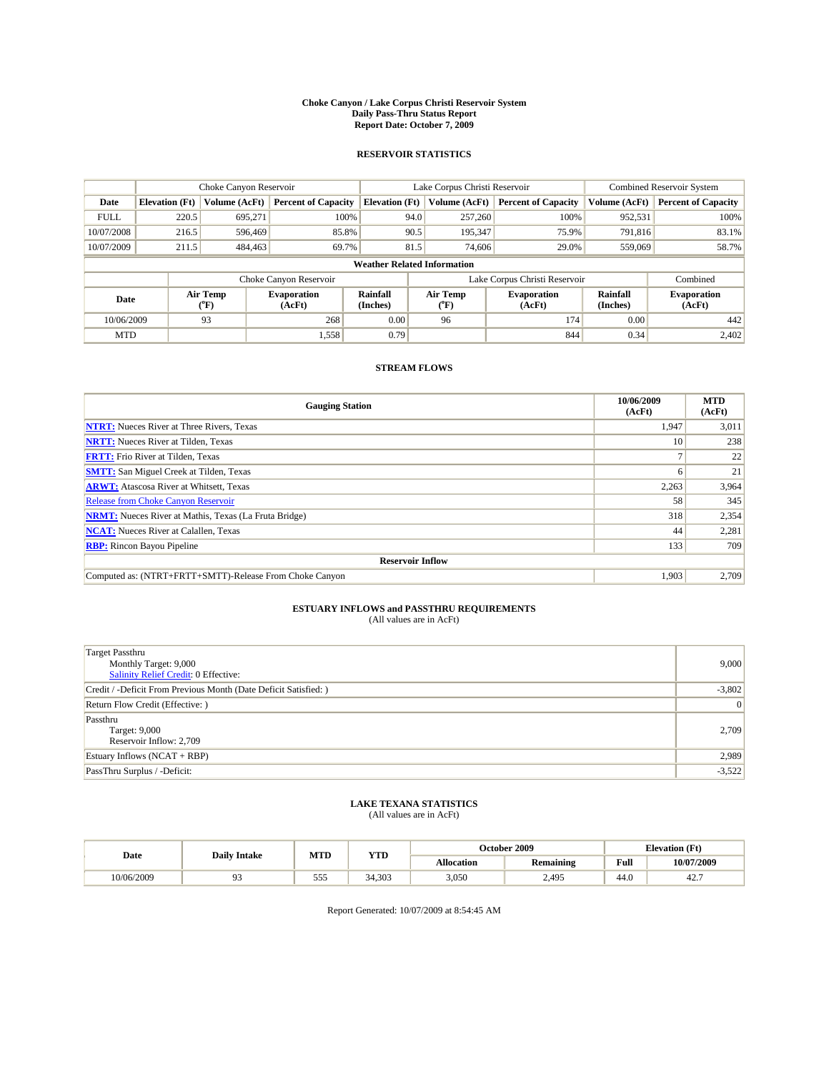# Choke Canyon / Lake Corpus Christi Reservoir System
## Daily Pass-Thru Status Report
## Report Date: October 7, 2009

### RESERVOIR STATISTICS

| | Choke Canyon Reservoir | | | Lake Corpus Christi Reservoir | | | Combined Reservoir System | |
|---|---|---|---|---|---|---|---|---|
| Date | Elevation (Ft) | Volume (AcFt) | Percent of Capacity | Elevation (Ft) | Volume (AcFt) | Percent of Capacity | Volume (AcFt) | Percent of Capacity |
| FULL | 220.5 | 695,271 | 100% | 94.0 | 257,260 | 100% | 952,531 | 100% |
| 10/07/2008 | 216.5 | 596,469 | 85.8% | 90.5 | 195,347 | 75.9% | 791,816 | 83.1% |
| 10/07/2009 | 211.5 | 484,463 | 69.7% | 81.5 | 74,606 | 29.0% | 559,069 | 58.7% |

**Weather Related Information**

| | Choke Canyon Reservoir | | | Lake Corpus Christi Reservoir | | | Combined |
|---|---|---|---|---|---|---|---|
| Date | Air Temp (°F) | Evaporation (AcFt) | Rainfall (Inches) | Air Temp (°F) | Evaporation (AcFt) | Rainfall (Inches) | Evaporation (AcFt) |
| 10/06/2009 | 93 | 268 | 0.00 | 96 | 174 | 0.00 | 442 |
| MTD | | 1,558 | 0.79 | | 844 | 0.34 | 2,402 |

### STREAM FLOWS

| Gauging Station | 10/06/2009 (AcFt) | MTD (AcFt) |
|---|---|---|
| NTRT: Nueces River at Three Rivers, Texas | 1,947 | 3,011 |
| NRTT: Nueces River at Tilden, Texas | 10 | 238 |
| FRTT: Frio River at Tilden, Texas | 7 | 22 |
| SMTT: San Miguel Creek at Tilden, Texas | 6 | 21 |
| ARWT: Atascosa River at Whitsett, Texas | 2,263 | 3,964 |
| Release from Choke Canyon Reservoir | 58 | 345 |
| NRMT: Nueces River at Mathis, Texas (La Fruta Bridge) | 318 | 2,354 |
| NCAT: Nueces River at Calallen, Texas | 44 | 2,281 |
| RBP: Rincon Bayou Pipeline | 133 | 709 |
| **Reservoir Inflow** | | |
| Computed as: (NTRT+FRTT+SMTT)-Release From Choke Canyon | 1,903 | 2,709 |

### ESTUARY INFLOWS and PASSTHRU REQUIREMENTS
(All values are in AcFt)

| | |
|---|---|
| Target Passthru<br>Monthly Target: 9,000<br>Salinity Relief Credit: 0 Effective: | 9,000 |
| Credit / -Deficit From Previous Month (Date Deficit Satisfied: ) | -3,802 |
| Return Flow Credit (Effective: ) | 0 |
| Passthru<br>Target: 9,000<br>Reservoir Inflow: 2,709 | 2,709 |
| Estuary Inflows (NCAT + RBP) | 2,989 |
| PassThru Surplus / -Deficit: | -3,522 |

### LAKE TEXANA STATISTICS
(All values are in AcFt)

| Date | Daily Intake | MTD | YTD | October 2009 | | Elevation (Ft) | |
|---|---|---|---|---|---|---|---|
| | | | | Allocation | Remaining | Full | 10/07/2009 |
| 10/06/2009 | 93 | 555 | 34,303 | 3,050 | 2,495 | 44.0 | 42.7 |

Report Generated: 10/07/2009 at 8:54:45 AM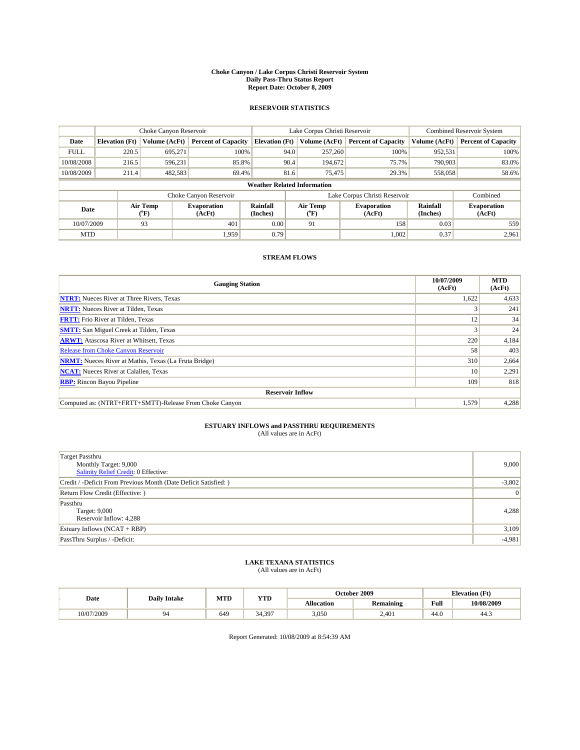**Choke Canyon / Lake Corpus Christi Reservoir System**
**Daily Pass-Thru Status Report**
**Report Date: October 8, 2009**

## RESERVOIR STATISTICS

| | Choke Canyon Reservoir | | | Lake Corpus Christi Reservoir | | | Combined Reservoir System | |
|---|---|---|---|---|---|---|---|---|
| Date | Elevation (Ft) | Volume (AcFt) | Percent of Capacity | Elevation (Ft) | Volume (AcFt) | Percent of Capacity | Volume (AcFt) | Percent of Capacity |
| FULL | 220.5 | 695,271 | 100% | 94.0 | 257,260 | 100% | 952,531 | 100% |
| 10/08/2008 | 216.5 | 596,231 | 85.8% | 90.4 | 194,672 | 75.7% | 790,903 | 83.0% |
| 10/08/2009 | 211.4 | 482,583 | 69.4% | 81.6 | 75,475 | 29.3% | 558,058 | 58.6% |

**Weather Related Information**

| | Choke Canyon Reservoir | | | Lake Corpus Christi Reservoir | | | Combined |
|---|---|---|---|---|---|---|---|
| Date | Air Temp (°F) | Evaporation (AcFt) | Rainfall (Inches) | Air Temp (°F) | Evaporation (AcFt) | Rainfall (Inches) | Evaporation (AcFt) |
| 10/07/2009 | 93 | 401 | 0.00 | 91 | 158 | 0.03 | 559 |
| MTD | | 1,959 | 0.79 | | 1,002 | 0.37 | 2,961 |

## STREAM FLOWS

| Gauging Station | 10/07/2009 (AcFt) | MTD (AcFt) |
|---|---|---|
| **NTRT:** Nueces River at Three Rivers, Texas | 1,622 | 4,633 |
| **NRTT:** Nueces River at Tilden, Texas | 3 | 241 |
| **FRTT:** Frio River at Tilden, Texas | 12 | 34 |
| **SMTT:** San Miguel Creek at Tilden, Texas | 3 | 24 |
| **ARWT:** Atascosa River at Whitsett, Texas | 220 | 4,184 |
| Release from Choke Canyon Reservoir | 58 | 403 |
| **NRMT:** Nueces River at Mathis, Texas (La Fruta Bridge) | 310 | 2,664 |
| **NCAT:** Nueces River at Calallen, Texas | 10 | 2,291 |
| **RBP:** Rincon Bayou Pipeline | 109 | 818 |
| **Reservoir Inflow** | | |
| Computed as: (NTRT+FRTT+SMTT)-Release From Choke Canyon | 1,579 | 4,288 |

## ESTUARY INFLOWS and PASSTHRU REQUIREMENTS
(All values are in AcFt)

| | |
|---|---|
| Target Passthru<br>Monthly Target: 9,000<br>Salinity Relief Credit: 0 Effective: | 9,000 |
| Credit / -Deficit From Previous Month (Date Deficit Satisfied: ) | -3,802 |
| Return Flow Credit (Effective: ) | 0 |
| Passthru<br>Target: 9,000<br>Reservoir Inflow: 4,288 | 4,288 |
| Estuary Inflows (NCAT + RBP) | 3,109 |
| PassThru Surplus / -Deficit: | -4,981 |

## LAKE TEXANA STATISTICS
(All values are in AcFt)

| Date | Daily Intake | MTD | YTD | October 2009 | | Elevation (Ft) | |
|---|---|---|---|---|---|---|---|
| | | | | Allocation | Remaining | Full | 10/08/2009 |
| 10/07/2009 | 94 | 649 | 34,397 | 3,050 | 2,401 | 44.0 | 44.3 |

Report Generated: 10/08/2009 at 8:54:39 AM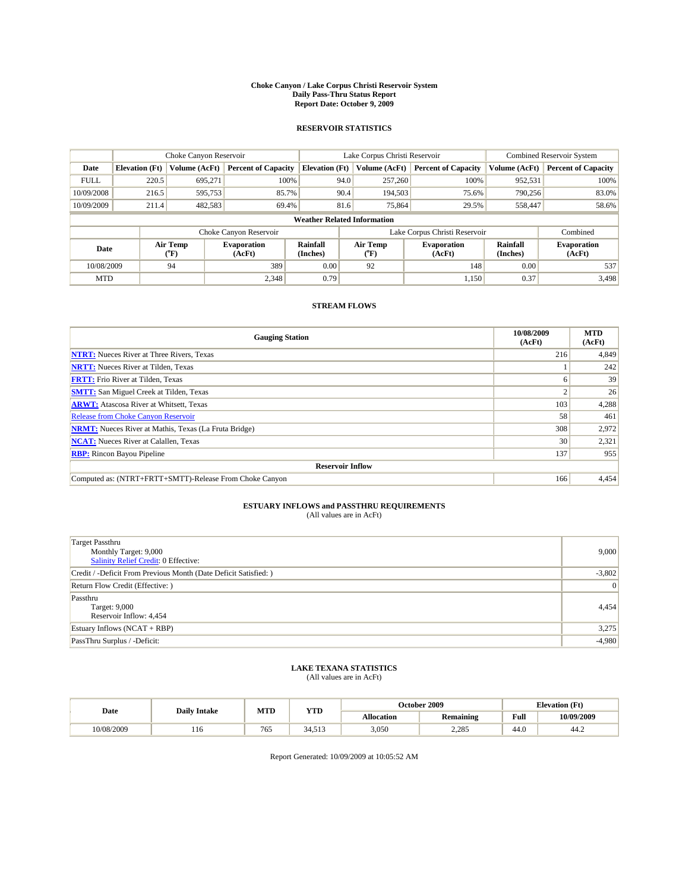# Choke Canyon / Lake Corpus Christi Reservoir System
## Daily Pass-Thru Status Report
## Report Date: October 9, 2009

### RESERVOIR STATISTICS

| | Choke Canyon Reservoir | | | Lake Corpus Christi Reservoir | | | Combined Reservoir System | |
|---|---|---|---|---|---|---|---|---|
| Date | Elevation (Ft) | Volume (AcFt) | Percent of Capacity | Elevation (Ft) | Volume (AcFt) | Percent of Capacity | Volume (AcFt) | Percent of Capacity |
| FULL | 220.5 | 695,271 | 100% | 94.0 | 257,260 | 100% | 952,531 | 100% |
| 10/09/2008 | 216.5 | 595,753 | 85.7% | 90.4 | 194,503 | 75.6% | 790,256 | 83.0% |
| 10/09/2009 | 211.4 | 482,583 | 69.4% | 81.6 | 75,864 | 29.5% | 558,447 | 58.6% |

**Weather Related Information**

| | Choke Canyon Reservoir | | | Lake Corpus Christi Reservoir | | | Combined |
|---|---|---|---|---|---|---|---|
| Date | Air Temp (°F) | Evaporation (AcFt) | Rainfall (Inches) | Air Temp (°F) | Evaporation (AcFt) | Rainfall (Inches) | Evaporation (AcFt) |
| 10/08/2009 | 94 | 389 | 0.00 | 92 | 148 | 0.00 | 537 |
| MTD | | 2,348 | 0.79 | | 1,150 | 0.37 | 3,498 |

### STREAM FLOWS

| Gauging Station | 10/08/2009 (AcFt) | MTD (AcFt) |
|---|---|---|
| NTRT: Nueces River at Three Rivers, Texas | 216 | 4,849 |
| NRTT: Nueces River at Tilden, Texas | 1 | 242 |
| FRTT: Frio River at Tilden, Texas | 6 | 39 |
| SMTT: San Miguel Creek at Tilden, Texas | 2 | 26 |
| ARWT: Atascosa River at Whitsett, Texas | 103 | 4,288 |
| Release from Choke Canyon Reservoir | 58 | 461 |
| NRMT: Nueces River at Mathis, Texas (La Fruta Bridge) | 308 | 2,972 |
| NCAT: Nueces River at Calallen, Texas | 30 | 2,321 |
| RBP: Rincon Bayou Pipeline | 137 | 955 |
| **Reservoir Inflow** | | |
| Computed as: (NTRT+FRTT+SMTT)-Release From Choke Canyon | 166 | 4,454 |

### ESTUARY INFLOWS and PASSTHRU REQUIREMENTS
(All values are in AcFt)

| | |
|---|---|
| Target Passthru<br>Monthly Target: 9,000<br>Salinity Relief Credit: 0 Effective: | 9,000 |
| Credit / -Deficit From Previous Month (Date Deficit Satisfied: ) | -3,802 |
| Return Flow Credit (Effective: ) | 0 |
| Passthru<br>Target: 9,000<br>Reservoir Inflow: 4,454 | 4,454 |
| Estuary Inflows (NCAT + RBP) | 3,275 |
| PassThru Surplus / -Deficit: | -4,980 |

### LAKE TEXANA STATISTICS
(All values are in AcFt)

| Date | Daily Intake | MTD | YTD | October 2009 | | Elevation (Ft) | |
|---|---|---|---|---|---|---|---|
| | | | | Allocation | Remaining | Full | 10/09/2009 |
| 10/08/2009 | 116 | 765 | 34,513 | 3,050 | 2,285 | 44.0 | 44.2 |

Report Generated: 10/09/2009 at 10:05:52 AM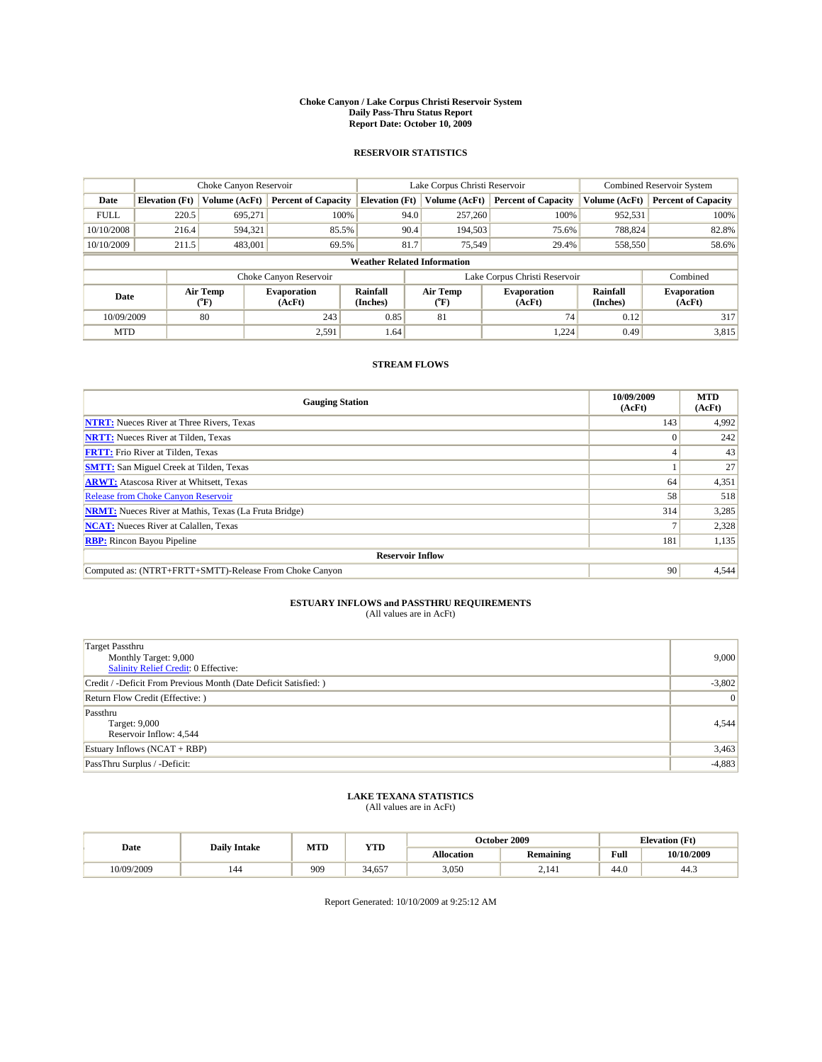# Choke Canyon / Lake Corpus Christi Reservoir System
## Daily Pass-Thru Status Report
### Report Date: October 10, 2009

## RESERVOIR STATISTICS

| | Choke Canyon Reservoir | | | Lake Corpus Christi Reservoir | | | Combined Reservoir System | |
|---|---|---|---|---|---|---|---|---|
| Date | Elevation (Ft) | Volume (AcFt) | Percent of Capacity | Elevation (Ft) | Volume (AcFt) | Percent of Capacity | Volume (AcFt) | Percent of Capacity |
| FULL | 220.5 | 695,271 | 100% | 94.0 | 257,260 | 100% | 952,531 | 100% |
| 10/10/2008 | 216.4 | 594,321 | 85.5% | 90.4 | 194,503 | 75.6% | 788,824 | 82.8% |
| 10/10/2009 | 211.5 | 483,001 | 69.5% | 81.7 | 75,549 | 29.4% | 558,550 | 58.6% |

**Weather Related Information**

| | Choke Canyon Reservoir | | | Lake Corpus Christi Reservoir | | | Combined |
|---|---|---|---|---|---|---|---|
| Date | Air Temp (°F) | Evaporation (AcFt) | Rainfall (Inches) | Air Temp (°F) | Evaporation (AcFt) | Rainfall (Inches) | Evaporation (AcFt) |
| 10/09/2009 | 80 | 243 | 0.85 | 81 | 74 | 0.12 | 317 |
| MTD | | 2,591 | 1.64 | | 1,224 | 0.49 | 3,815 |

## STREAM FLOWS

| Gauging Station | 10/09/2009 (AcFt) | MTD (AcFt) |
|---|---|---|
| NTRT: Nueces River at Three Rivers, Texas | 143 | 4,992 |
| NRTT: Nueces River at Tilden, Texas | 0 | 242 |
| FRTT: Frio River at Tilden, Texas | 4 | 43 |
| SMTT: San Miguel Creek at Tilden, Texas | 1 | 27 |
| ARWT: Atascosa River at Whitsett, Texas | 64 | 4,351 |
| Release from Choke Canyon Reservoir | 58 | 518 |
| NRMT: Nueces River at Mathis, Texas (La Fruta Bridge) | 314 | 3,285 |
| NCAT: Nueces River at Calallen, Texas | 7 | 2,328 |
| RBP: Rincon Bayou Pipeline | 181 | 1,135 |
| **Reservoir Inflow** | | |
| Computed as: (NTRT+FRTT+SMTT)-Release From Choke Canyon | 90 | 4,544 |

## ESTUARY INFLOWS and PASSTHRU REQUIREMENTS
(All values are in AcFt)

| | |
|---|---|
| Target Passthru<br>Monthly Target: 9,000<br>Salinity Relief Credit: 0 Effective: | 9,000 |
| Credit / -Deficit From Previous Month (Date Deficit Satisfied: ) | -3,802 |
| Return Flow Credit (Effective: ) | 0 |
| Passthru<br>Target: 9,000<br>Reservoir Inflow: 4,544 | 4,544 |
| Estuary Inflows (NCAT + RBP) | 3,463 |
| PassThru Surplus / -Deficit: | -4,883 |

## LAKE TEXANA STATISTICS
(All values are in AcFt)

| Date | Daily Intake | MTD | YTD | October 2009 | | Elevation (Ft) | |
|---|---|---|---|---|---|---|---|
| | | | | Allocation | Remaining | Full | 10/10/2009 |
| 10/09/2009 | 144 | 909 | 34,657 | 3,050 | 2,141 | 44.0 | 44.3 |

Report Generated: 10/10/2009 at 9:25:12 AM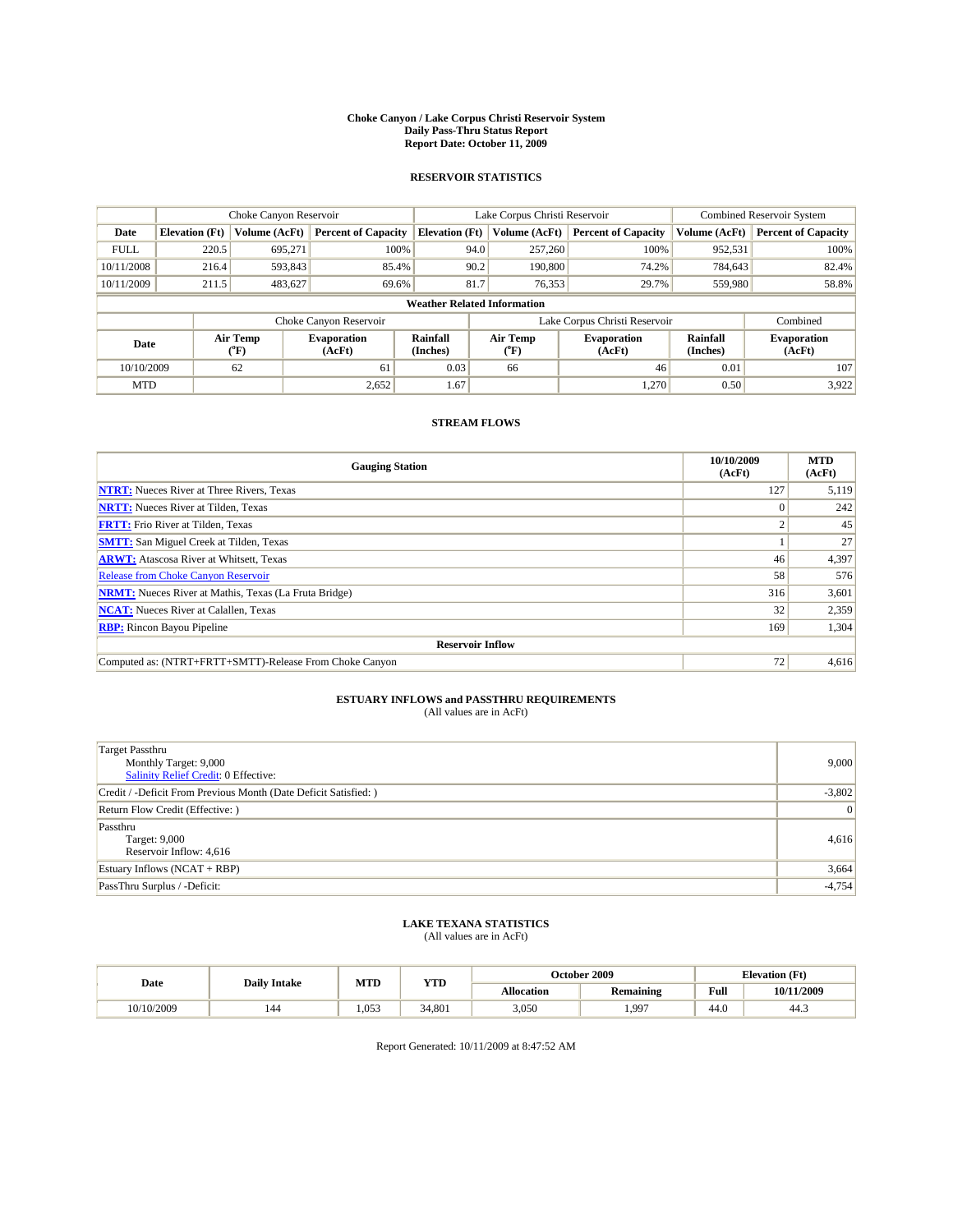# Choke Canyon / Lake Corpus Christi Reservoir System
## Daily Pass-Thru Status Report
## Report Date: October 11, 2009

### RESERVOIR STATISTICS

| | Choke Canyon Reservoir | | | Lake Corpus Christi Reservoir | | | Combined Reservoir System | |
|---|---|---|---|---|---|---|---|---|
| Date | Elevation (Ft) | Volume (AcFt) | Percent of Capacity | Elevation (Ft) | Volume (AcFt) | Percent of Capacity | Volume (AcFt) | Percent of Capacity |
| FULL | 220.5 | 695,271 | 100% | 94.0 | 257,260 | 100% | 952,531 | 100% |
| 10/11/2008 | 216.4 | 593,843 | 85.4% | 90.2 | 190,800 | 74.2% | 784,643 | 82.4% |
| 10/11/2009 | 211.5 | 483,627 | 69.6% | 81.7 | 76,353 | 29.7% | 559,980 | 58.8% |

**Weather Related Information**

| | Choke Canyon Reservoir | | | Lake Corpus Christi Reservoir | | | Combined |
|---|---|---|---|---|---|---|---|
| Date | Air Temp (°F) | Evaporation (AcFt) | Rainfall (Inches) | Air Temp (°F) | Evaporation (AcFt) | Rainfall (Inches) | Evaporation (AcFt) |
| 10/10/2009 | 62 | 61 | 0.03 | 66 | 46 | 0.01 | 107 |
| MTD | | 2,652 | 1.67 | | 1,270 | 0.50 | 3,922 |

### STREAM FLOWS

| Gauging Station | 10/10/2009 (AcFt) | MTD (AcFt) |
|---|---|---|
| NTRT: Nueces River at Three Rivers, Texas | 127 | 5,119 |
| NRTT: Nueces River at Tilden, Texas | 0 | 242 |
| FRTT: Frio River at Tilden, Texas | 2 | 45 |
| SMTT: San Miguel Creek at Tilden, Texas | 1 | 27 |
| ARWT: Atascosa River at Whitsett, Texas | 46 | 4,397 |
| Release from Choke Canyon Reservoir | 58 | 576 |
| NRMT: Nueces River at Mathis, Texas (La Fruta Bridge) | 316 | 3,601 |
| NCAT: Nueces River at Calallen, Texas | 32 | 2,359 |
| RBP: Rincon Bayou Pipeline | 169 | 1,304 |
| **Reservoir Inflow** | | |
| Computed as: (NTRT+FRTT+SMTT)-Release From Choke Canyon | 72 | 4,616 |

### ESTUARY INFLOWS and PASSTHRU REQUIREMENTS
(All values are in AcFt)

| | |
|---|---|
| Target Passthru<br>Monthly Target: 9,000<br>Salinity Relief Credit: 0 Effective: | 9,000 |
| Credit / -Deficit From Previous Month (Date Deficit Satisfied: ) | -3,802 |
| Return Flow Credit (Effective: ) | 0 |
| Passthru<br>Target: 9,000<br>Reservoir Inflow: 4,616 | 4,616 |
| Estuary Inflows (NCAT + RBP) | 3,664 |
| PassThru Surplus / -Deficit: | -4,754 |

### LAKE TEXANA STATISTICS
(All values are in AcFt)

| Date | Daily Intake | MTD | YTD | October 2009 | | Elevation (Ft) | |
|---|---|---|---|---|---|---|---|
| | | | | Allocation | Remaining | Full | 10/11/2009 |
| 10/10/2009 | 144 | 1,053 | 34,801 | 3,050 | 1,997 | 44.0 | 44.3 |

Report Generated: 10/11/2009 at 8:47:52 AM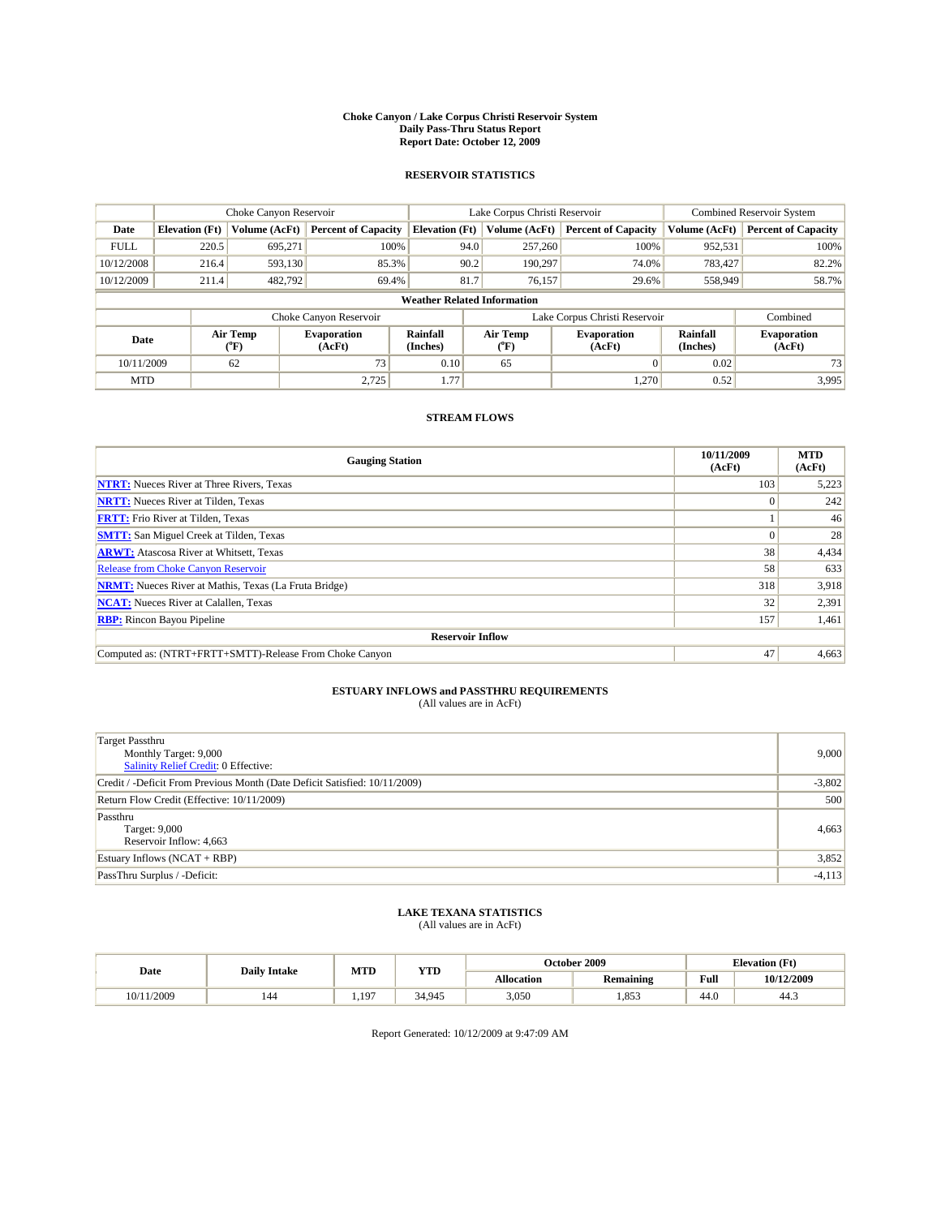# Choke Canyon / Lake Corpus Christi Reservoir System
## Daily Pass-Thru Status Report
## Report Date: October 12, 2009

### RESERVOIR STATISTICS

| | Choke Canyon Reservoir | | | Lake Corpus Christi Reservoir | | | Combined Reservoir System | |
|---|---|---|---|---|---|---|---|---|
| Date | Elevation (Ft) | Volume (AcFt) | Percent of Capacity | Elevation (Ft) | Volume (AcFt) | Percent of Capacity | Volume (AcFt) | Percent of Capacity |
| FULL | 220.5 | 695,271 | 100% | 94.0 | 257,260 | 100% | 952,531 | 100% |
| 10/12/2008 | 216.4 | 593,130 | 85.3% | 90.2 | 190,297 | 74.0% | 783,427 | 82.2% |
| 10/12/2009 | 211.4 | 482,792 | 69.4% | 81.7 | 76,157 | 29.6% | 558,949 | 58.7% |

**Weather Related Information**

| | Choke Canyon Reservoir | | | Lake Corpus Christi Reservoir | | | Combined |
|---|---|---|---|---|---|---|---|
| Date | Air Temp (°F) | Evaporation (AcFt) | Rainfall (Inches) | Air Temp (°F) | Evaporation (AcFt) | Rainfall (Inches) | Evaporation (AcFt) |
| 10/11/2009 | 62 | 73 | 0.10 | 65 | 0 | 0.02 | 73 |
| MTD | | 2,725 | 1.77 | | 1,270 | 0.52 | 3,995 |

### STREAM FLOWS

| Gauging Station | 10/11/2009 (AcFt) | MTD (AcFt) |
|---|---|---|
| NTRT: Nueces River at Three Rivers, Texas | 103 | 5,223 |
| NRTT: Nueces River at Tilden, Texas | 0 | 242 |
| FRTT: Frio River at Tilden, Texas | 1 | 46 |
| SMTT: San Miguel Creek at Tilden, Texas | 0 | 28 |
| ARWT: Atascosa River at Whitsett, Texas | 38 | 4,434 |
| Release from Choke Canyon Reservoir | 58 | 633 |
| NRMT: Nueces River at Mathis, Texas (La Fruta Bridge) | 318 | 3,918 |
| NCAT: Nueces River at Calallen, Texas | 32 | 2,391 |
| RBP: Rincon Bayou Pipeline | 157 | 1,461 |
| **Reservoir Inflow** | | |
| Computed as: (NTRT+FRTT+SMTT)-Release From Choke Canyon | 47 | 4,663 |

### ESTUARY INFLOWS and PASSTHRU REQUIREMENTS
(All values are in AcFt)

| | |
|---|---|
| Target Passthru<br>Monthly Target: 9,000<br>Salinity Relief Credit: 0 Effective: | 9,000 |
| Credit / -Deficit From Previous Month (Date Deficit Satisfied: 10/11/2009) | -3,802 |
| Return Flow Credit (Effective: 10/11/2009) | 500 |
| Passthru<br>Target: 9,000<br>Reservoir Inflow: 4,663 | 4,663 |
| Estuary Inflows (NCAT + RBP) | 3,852 |
| PassThru Surplus / -Deficit: | -4,113 |

### LAKE TEXANA STATISTICS
(All values are in AcFt)

| Date | Daily Intake | MTD | YTD | October 2009 | | Elevation (Ft) | |
|---|---|---|---|---|---|---|---|
| | | | | Allocation | Remaining | Full | 10/12/2009 |
| 10/11/2009 | 144 | 1,197 | 34,945 | 3,050 | 1,853 | 44.0 | 44.3 |

Report Generated: 10/12/2009 at 9:47:09 AM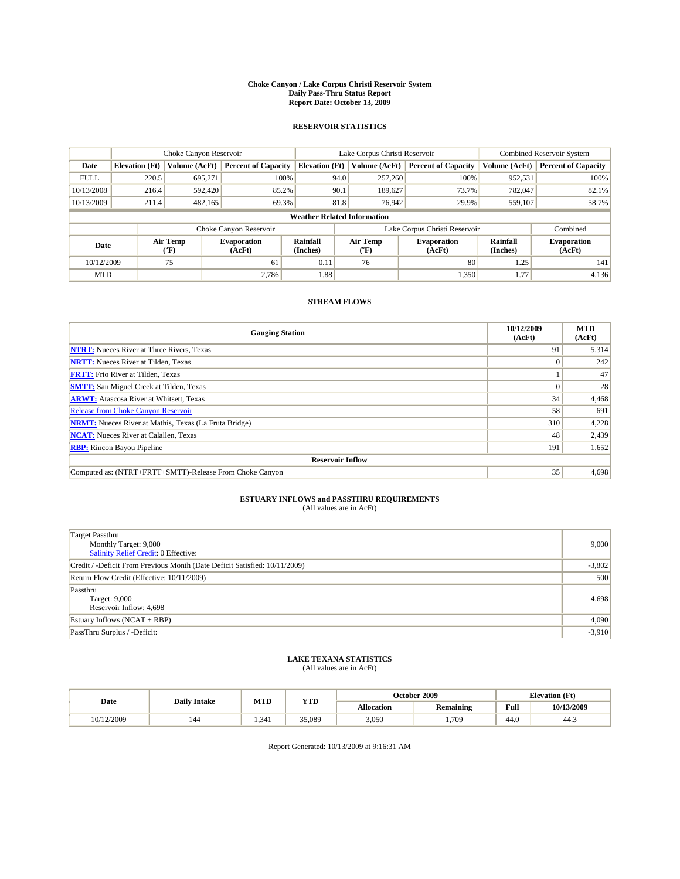# Choke Canyon / Lake Corpus Christi Reservoir System
## Daily Pass-Thru Status Report
## Report Date: October 13, 2009

### RESERVOIR STATISTICS

| | Choke Canyon Reservoir | | | Lake Corpus Christi Reservoir | | | Combined Reservoir System | |
|---|---|---|---|---|---|---|---|---|
| Date | Elevation (Ft) | Volume (AcFt) | Percent of Capacity | Elevation (Ft) | Volume (AcFt) | Percent of Capacity | Volume (AcFt) | Percent of Capacity |
| FULL | 220.5 | 695,271 | 100% | 94.0 | 257,260 | 100% | 952,531 | 100% |
| 10/13/2008 | 216.4 | 592,420 | 85.2% | 90.1 | 189,627 | 73.7% | 782,047 | 82.1% |
| 10/13/2009 | 211.4 | 482,165 | 69.3% | 81.8 | 76,942 | 29.9% | 559,107 | 58.7% |

**Weather Related Information**

| | Choke Canyon Reservoir | | | Lake Corpus Christi Reservoir | | | Combined |
|---|---|---|---|---|---|---|---|
| Date | Air Temp (°F) | Evaporation (AcFt) | Rainfall (Inches) | Air Temp (°F) | Evaporation (AcFt) | Rainfall (Inches) | Evaporation (AcFt) |
| 10/12/2009 | 75 | 61 | 0.11 | 76 | 80 | 1.25 | 141 |
| MTD | | 2,786 | 1.88 | | 1,350 | 1.77 | 4,136 |

### STREAM FLOWS

| Gauging Station | 10/12/2009 (AcFt) | MTD (AcFt) |
|---|---|---|
| NTRT: Nueces River at Three Rivers, Texas | 91 | 5,314 |
| NRTT: Nueces River at Tilden, Texas | 0 | 242 |
| FRTT: Frio River at Tilden, Texas | 1 | 47 |
| SMTT: San Miguel Creek at Tilden, Texas | 0 | 28 |
| ARWT: Atascosa River at Whitsett, Texas | 34 | 4,468 |
| Release from Choke Canyon Reservoir | 58 | 691 |
| NRMT: Nueces River at Mathis, Texas (La Fruta Bridge) | 310 | 4,228 |
| NCAT: Nueces River at Calallen, Texas | 48 | 2,439 |
| RBP: Rincon Bayou Pipeline | 191 | 1,652 |
| **Reservoir Inflow** | | |
| Computed as: (NTRT+FRTT+SMTT)-Release From Choke Canyon | 35 | 4,698 |

### ESTUARY INFLOWS and PASSTHRU REQUIREMENTS
(All values are in AcFt)

| | |
|---|---|
| Target Passthru<br>Monthly Target: 9,000<br>Salinity Relief Credit: 0 Effective: | 9,000 |
| Credit / -Deficit From Previous Month (Date Deficit Satisfied: 10/11/2009) | -3,802 |
| Return Flow Credit (Effective: 10/11/2009) | 500 |
| Passthru<br>Target: 9,000<br>Reservoir Inflow: 4,698 | 4,698 |
| Estuary Inflows (NCAT + RBP) | 4,090 |
| PassThru Surplus / -Deficit: | -3,910 |

### LAKE TEXANA STATISTICS
(All values are in AcFt)

| Date | Daily Intake | MTD | YTD | October 2009 | | Elevation (Ft) | |
|---|---|---|---|---|---|---|---|
| | | | | Allocation | Remaining | Full | 10/13/2009 |
| 10/12/2009 | 144 | 1,341 | 35,089 | 3,050 | 1,709 | 44.0 | 44.3 |

Report Generated: 10/13/2009 at 9:16:31 AM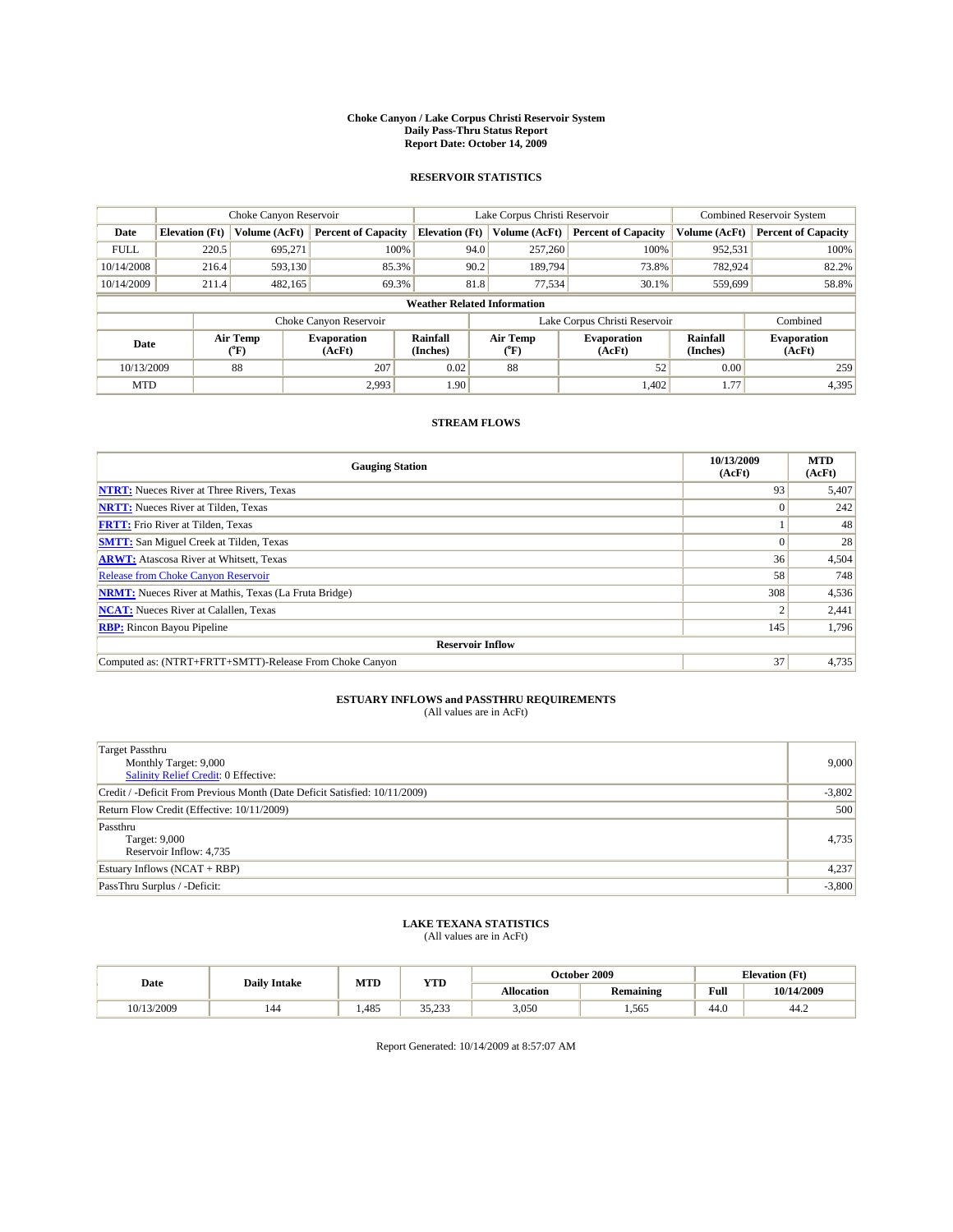# Choke Canyon / Lake Corpus Christi Reservoir System
## Daily Pass-Thru Status Report
### Report Date: October 14, 2009

## RESERVOIR STATISTICS

| | Choke Canyon Reservoir | | | Lake Corpus Christi Reservoir | | | Combined Reservoir System | |
|---|---|---|---|---|---|---|---|---|
| Date | Elevation (Ft) | Volume (AcFt) | Percent of Capacity | Elevation (Ft) | Volume (AcFt) | Percent of Capacity | Volume (AcFt) | Percent of Capacity |
| FULL | 220.5 | 695,271 | 100% | 94.0 | 257,260 | 100% | 952,531 | 100% |
| 10/14/2008 | 216.4 | 593,130 | 85.3% | 90.2 | 189,794 | 73.8% | 782,924 | 82.2% |
| 10/14/2009 | 211.4 | 482,165 | 69.3% | 81.8 | 77,534 | 30.1% | 559,699 | 58.8% |

**Weather Related Information**

| | Choke Canyon Reservoir | | | Lake Corpus Christi Reservoir | | | Combined |
|---|---|---|---|---|---|---|---|
| Date | Air Temp (°F) | Evaporation (AcFt) | Rainfall (Inches) | Air Temp (°F) | Evaporation (AcFt) | Rainfall (Inches) | Evaporation (AcFt) |
| 10/13/2009 | 88 | 207 | 0.02 | 88 | 52 | 0.00 | 259 |
| MTD | | 2,993 | 1.90 | | 1,402 | 1.77 | 4,395 |

## STREAM FLOWS

| Gauging Station | 10/13/2009 (AcFt) | MTD (AcFt) |
|---|---|---|
| NTRT: Nueces River at Three Rivers, Texas | 93 | 5,407 |
| NRTT: Nueces River at Tilden, Texas | 0 | 242 |
| FRTT: Frio River at Tilden, Texas | 1 | 48 |
| SMTT: San Miguel Creek at Tilden, Texas | 0 | 28 |
| ARWT: Atascosa River at Whitsett, Texas | 36 | 4,504 |
| Release from Choke Canyon Reservoir | 58 | 748 |
| NRMT: Nueces River at Mathis, Texas (La Fruta Bridge) | 308 | 4,536 |
| NCAT: Nueces River at Calallen, Texas | 2 | 2,441 |
| RBP: Rincon Bayou Pipeline | 145 | 1,796 |
| **Reservoir Inflow** | | |
| Computed as: (NTRT+FRTT+SMTT)-Release From Choke Canyon | 37 | 4,735 |

## ESTUARY INFLOWS and PASSTHRU REQUIREMENTS
(All values are in AcFt)

| | |
|---|---|
| Target Passthru<br>Monthly Target: 9,000<br>Salinity Relief Credit: 0 Effective: | 9,000 |
| Credit / -Deficit From Previous Month (Date Deficit Satisfied: 10/11/2009) | -3,802 |
| Return Flow Credit (Effective: 10/11/2009) | 500 |
| Passthru<br>Target: 9,000<br>Reservoir Inflow: 4,735 | 4,735 |
| Estuary Inflows (NCAT + RBP) | 4,237 |
| PassThru Surplus / -Deficit: | -3,800 |

## LAKE TEXANA STATISTICS
(All values are in AcFt)

| Date | Daily Intake | MTD | YTD | October 2009 | | Elevation (Ft) | |
|---|---|---|---|---|---|---|---|
| | | | | Allocation | Remaining | Full | 10/14/2009 |
| 10/13/2009 | 144 | 1,485 | 35,233 | 3,050 | 1,565 | 44.0 | 44.2 |

Report Generated: 10/14/2009 at 8:57:07 AM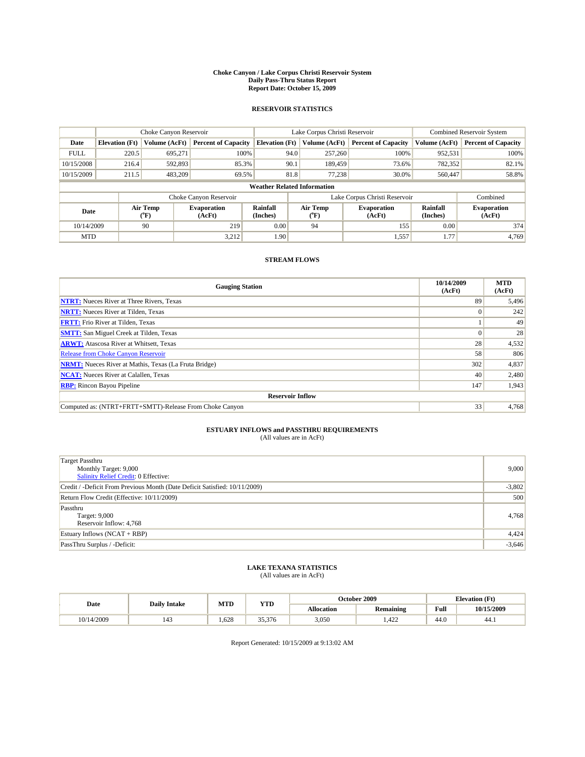# Choke Canyon / Lake Corpus Christi Reservoir System
## Daily Pass-Thru Status Report
### Report Date: October 15, 2009

## RESERVOIR STATISTICS

| | Choke Canyon Reservoir | | | Lake Corpus Christi Reservoir | | | Combined Reservoir System | |
|---|---|---|---|---|---|---|---|---|
| Date | Elevation (Ft) | Volume (AcFt) | Percent of Capacity | Elevation (Ft) | Volume (AcFt) | Percent of Capacity | Volume (AcFt) | Percent of Capacity |
| FULL | 220.5 | 695,271 | 100% | 94.0 | 257,260 | 100% | 952,531 | 100% |
| 10/15/2008 | 216.4 | 592,893 | 85.3% | 90.1 | 189,459 | 73.6% | 782,352 | 82.1% |
| 10/15/2009 | 211.5 | 483,209 | 69.5% | 81.8 | 77,238 | 30.0% | 560,447 | 58.8% |

**Weather Related Information**

| | Choke Canyon Reservoir | | | Lake Corpus Christi Reservoir | | | Combined |
|---|---|---|---|---|---|---|---|
| Date | Air Temp (°F) | Evaporation (AcFt) | Rainfall (Inches) | Air Temp (°F) | Evaporation (AcFt) | Rainfall (Inches) | Evaporation (AcFt) |
| 10/14/2009 | 90 | 219 | 0.00 | 94 | 155 | 0.00 | 374 |
| MTD | | 3,212 | 1.90 | | 1,557 | 1.77 | 4,769 |

## STREAM FLOWS

| Gauging Station | 10/14/2009 (AcFt) | MTD (AcFt) |
|---|---|---|
| NTRT: Nueces River at Three Rivers, Texas | 89 | 5,496 |
| NRTT: Nueces River at Tilden, Texas | 0 | 242 |
| FRTT: Frio River at Tilden, Texas | 1 | 49 |
| SMTT: San Miguel Creek at Tilden, Texas | 0 | 28 |
| ARWT: Atascosa River at Whitsett, Texas | 28 | 4,532 |
| Release from Choke Canyon Reservoir | 58 | 806 |
| NRMT: Nueces River at Mathis, Texas (La Fruta Bridge) | 302 | 4,837 |
| NCAT: Nueces River at Calallen, Texas | 40 | 2,480 |
| RBP: Rincon Bayou Pipeline | 147 | 1,943 |
| **Reservoir Inflow** | | |
| Computed as: (NTRT+FRTT+SMTT)-Release From Choke Canyon | 33 | 4,768 |

## ESTUARY INFLOWS and PASSTHRU REQUIREMENTS
(All values are in AcFt)

| | |
|---|---|
| Target Passthru<br>Monthly Target: 9,000<br>Salinity Relief Credit: 0 Effective: | 9,000 |
| Credit / -Deficit From Previous Month (Date Deficit Satisfied: 10/11/2009) | -3,802 |
| Return Flow Credit (Effective: 10/11/2009) | 500 |
| Passthru<br>Target: 9,000<br>Reservoir Inflow: 4,768 | 4,768 |
| Estuary Inflows (NCAT + RBP) | 4,424 |
| PassThru Surplus / -Deficit: | -3,646 |

## LAKE TEXANA STATISTICS
(All values are in AcFt)

| Date | Daily Intake | MTD | YTD | October 2009 | | Elevation (Ft) | |
|---|---|---|---|---|---|---|---|
| | | | | Allocation | Remaining | Full | 10/15/2009 |
| 10/14/2009 | 143 | 1,628 | 35,376 | 3,050 | 1,422 | 44.0 | 44.1 |

Report Generated: 10/15/2009 at 9:13:02 AM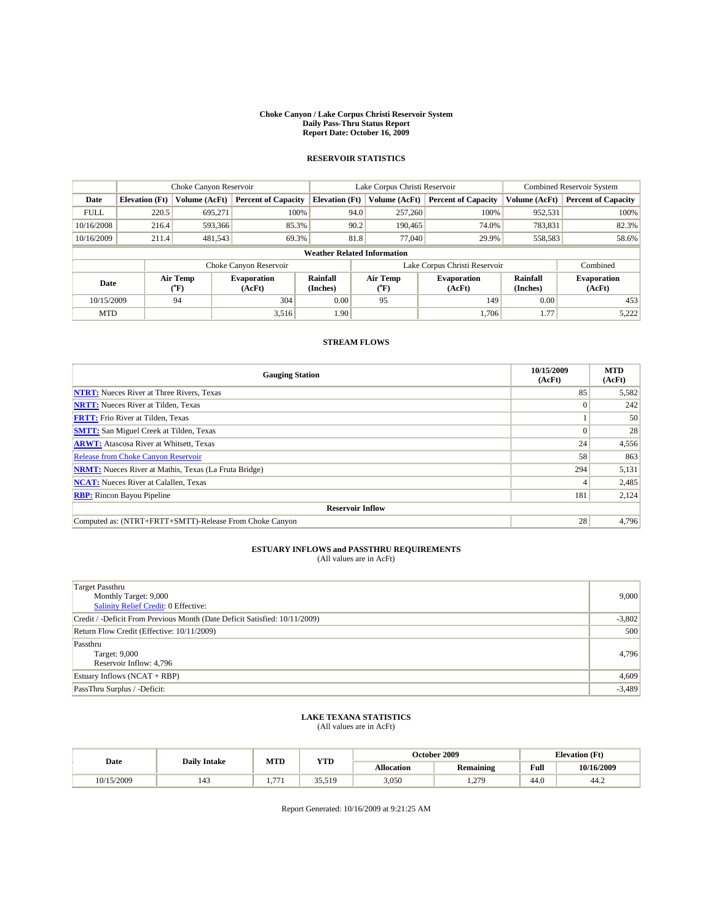# Choke Canyon / Lake Corpus Christi Reservoir System
## Daily Pass-Thru Status Report
## Report Date: October 16, 2009

### RESERVOIR STATISTICS

| | Choke Canyon Reservoir | | | Lake Corpus Christi Reservoir | | | Combined Reservoir System | |
|---|---|---|---|---|---|---|---|---|
| Date | Elevation (Ft) | Volume (AcFt) | Percent of Capacity | Elevation (Ft) | Volume (AcFt) | Percent of Capacity | Volume (AcFt) | Percent of Capacity |
| FULL | 220.5 | 695,271 | 100% | 94.0 | 257,260 | 100% | 952,531 | 100% |
| 10/16/2008 | 216.4 | 593,366 | 85.3% | 90.2 | 190,465 | 74.0% | 783,831 | 82.3% |
| 10/16/2009 | 211.4 | 481,543 | 69.3% | 81.8 | 77,040 | 29.9% | 558,583 | 58.6% |

**Weather Related Information**

| | Choke Canyon Reservoir | | | Lake Corpus Christi Reservoir | | | Combined |
|---|---|---|---|---|---|---|---|
| Date | Air Temp (°F) | Evaporation (AcFt) | Rainfall (Inches) | Air Temp (°F) | Evaporation (AcFt) | Rainfall (Inches) | Evaporation (AcFt) |
| 10/15/2009 | 94 | 304 | 0.00 | 95 | 149 | 0.00 | 453 |
| MTD | | 3,516 | 1.90 | | 1,706 | 1.77 | 5,222 |

### STREAM FLOWS

| Gauging Station | 10/15/2009 (AcFt) | MTD (AcFt) |
|---|---|---|
| NTRT: Nueces River at Three Rivers, Texas | 85 | 5,582 |
| NRTT: Nueces River at Tilden, Texas | 0 | 242 |
| FRTT: Frio River at Tilden, Texas | 1 | 50 |
| SMTT: San Miguel Creek at Tilden, Texas | 0 | 28 |
| ARWT: Atascosa River at Whitsett, Texas | 24 | 4,556 |
| Release from Choke Canyon Reservoir | 58 | 863 |
| NRMT: Nueces River at Mathis, Texas (La Fruta Bridge) | 294 | 5,131 |
| NCAT: Nueces River at Calallen, Texas | 4 | 2,485 |
| RBP: Rincon Bayou Pipeline | 181 | 2,124 |
| **Reservoir Inflow** | | |
| Computed as: (NTRT+FRTT+SMTT)-Release From Choke Canyon | 28 | 4,796 |

### ESTUARY INFLOWS and PASSTHRU REQUIREMENTS
(All values are in AcFt)

| | |
|---|---|
| Target Passthru<br>Monthly Target: 9,000<br>Salinity Relief Credit: 0 Effective: | 9,000 |
| Credit / -Deficit From Previous Month (Date Deficit Satisfied: 10/11/2009) | -3,802 |
| Return Flow Credit (Effective: 10/11/2009) | 500 |
| Passthru<br>Target: 9,000<br>Reservoir Inflow: 4,796 | 4,796 |
| Estuary Inflows (NCAT + RBP) | 4,609 |
| PassThru Surplus / -Deficit: | -3,489 |

### LAKE TEXANA STATISTICS
(All values are in AcFt)

| Date | Daily Intake | MTD | YTD | October 2009 | | Elevation (Ft) | |
|---|---|---|---|---|---|---|---|
| | | | | Allocation | Remaining | Full | 10/16/2009 |
| 10/15/2009 | 143 | 1,771 | 35,519 | 3,050 | 1,279 | 44.0 | 44.2 |

Report Generated: 10/16/2009 at 9:21:25 AM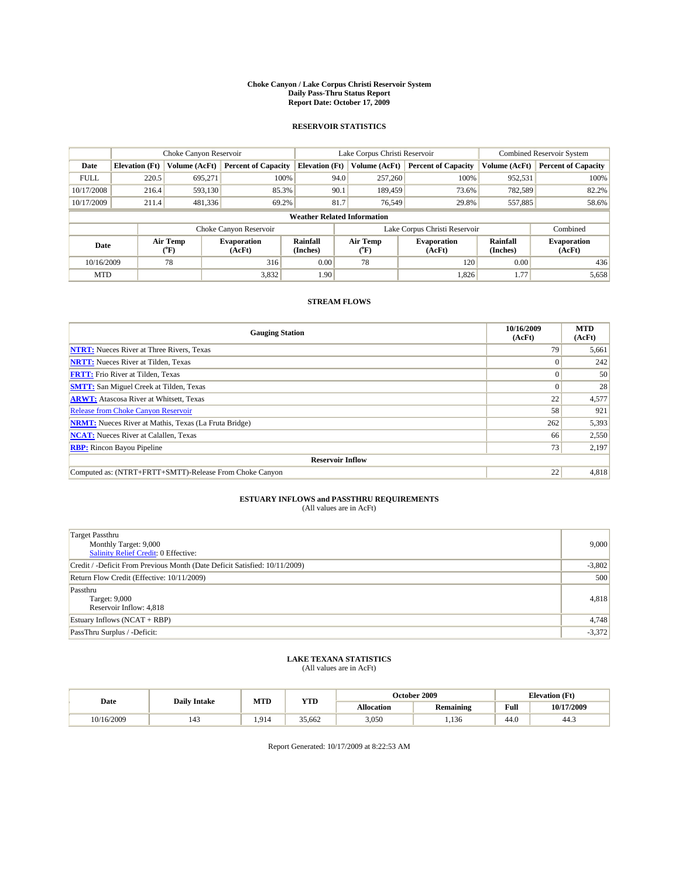**Choke Canyon / Lake Corpus Christi Reservoir System**
**Daily Pass-Thru Status Report**
**Report Date: October 17, 2009**

### RESERVOIR STATISTICS

| | Choke Canyon Reservoir | | | Lake Corpus Christi Reservoir | | | Combined Reservoir System | |
|---|---|---|---|---|---|---|---|---|
| **Date** | **Elevation (Ft)** | **Volume (AcFt)** | **Percent of Capacity** | **Elevation (Ft)** | **Volume (AcFt)** | **Percent of Capacity** | **Volume (AcFt)** | **Percent of Capacity** |
| FULL | 220.5 | 695,271 | 100% | 94.0 | 257,260 | 100% | 952,531 | 100% |
| 10/17/2008 | 216.4 | 593,130 | 85.3% | 90.1 | 189,459 | 73.6% | 782,589 | 82.2% |
| 10/17/2009 | 211.4 | 481,336 | 69.2% | 81.7 | 76,549 | 29.8% | 557,885 | 58.6% |

**Weather Related Information**

| | Choke Canyon Reservoir | | | Lake Corpus Christi Reservoir | | | Combined |
|---|---|---|---|---|---|---|---|
| **Date** | **Air Temp (°F)** | **Evaporation (AcFt)** | **Rainfall (Inches)** | **Air Temp (°F)** | **Evaporation (AcFt)** | **Rainfall (Inches)** | **Evaporation (AcFt)** |
| 10/16/2009 | 78 | 316 | 0.00 | 78 | 120 | 0.00 | 436 |
| MTD | | 3,832 | 1.90 | | 1,826 | 1.77 | 5,658 |

### STREAM FLOWS

| Gauging Station | 10/16/2009 (AcFt) | MTD (AcFt) |
|---|---|---|
| NTRT: Nueces River at Three Rivers, Texas | 79 | 5,661 |
| NRTT: Nueces River at Tilden, Texas | 0 | 242 |
| FRTT: Frio River at Tilden, Texas | 0 | 50 |
| SMTT: San Miguel Creek at Tilden, Texas | 0 | 28 |
| ARWT: Atascosa River at Whitsett, Texas | 22 | 4,577 |
| Release from Choke Canyon Reservoir | 58 | 921 |
| NRMT: Nueces River at Mathis, Texas (La Fruta Bridge) | 262 | 5,393 |
| NCAT: Nueces River at Calallen, Texas | 66 | 2,550 |
| RBP: Rincon Bayou Pipeline | 73 | 2,197 |
| **Reservoir Inflow** | | |
| Computed as: (NTRT+FRTT+SMTT)-Release From Choke Canyon | 22 | 4,818 |

### ESTUARY INFLOWS and PASSTHRU REQUIREMENTS
(All values are in AcFt)

| | |
|---|---|
| Target Passthru<br>Monthly Target: 9,000<br>Salinity Relief Credit: 0 Effective: | 9,000 |
| Credit / -Deficit From Previous Month (Date Deficit Satisfied: 10/11/2009) | -3,802 |
| Return Flow Credit (Effective: 10/11/2009) | 500 |
| Passthru<br>Target: 9,000<br>Reservoir Inflow: 4,818 | 4,818 |
| Estuary Inflows (NCAT + RBP) | 4,748 |
| PassThru Surplus / -Deficit: | -3,372 |

### LAKE TEXANA STATISTICS
(All values are in AcFt)

| Date | Daily Intake | MTD | YTD | October 2009 | | Elevation (Ft) | |
|---|---|---|---|---|---|---|---|
| | | | | **Allocation** | **Remaining** | **Full** | **10/17/2009** |
| 10/16/2009 | 143 | 1,914 | 35,662 | 3,050 | 1,136 | 44.0 | 44.3 |

Report Generated: 10/17/2009 at 8:22:53 AM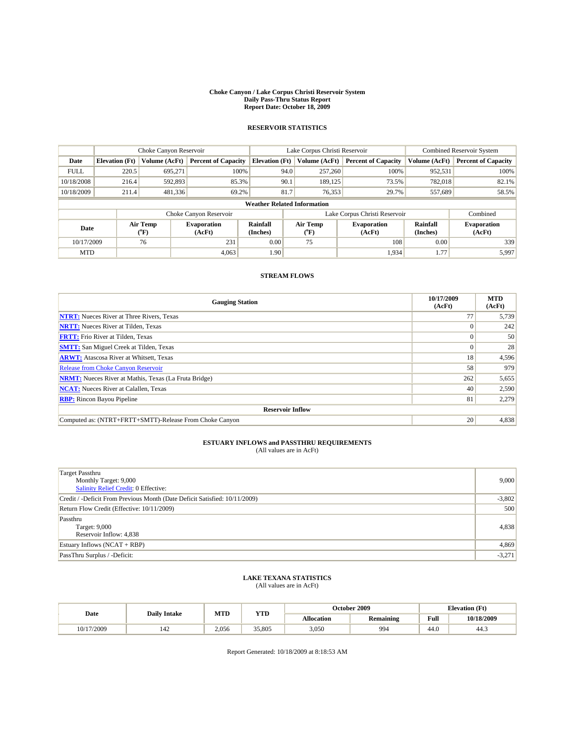**Choke Canyon / Lake Corpus Christi Reservoir System**
**Daily Pass-Thru Status Report**
**Report Date: October 18, 2009**

### RESERVOIR STATISTICS

| | Choke Canyon Reservoir | | | Lake Corpus Christi Reservoir | | | Combined Reservoir System | |
|---|---|---|---|---|---|---|---|---|
| **Date** | **Elevation (Ft)** | **Volume (AcFt)** | **Percent of Capacity** | **Elevation (Ft)** | **Volume (AcFt)** | **Percent of Capacity** | **Volume (AcFt)** | **Percent of Capacity** |
| FULL | 220.5 | 695,271 | 100% | 94.0 | 257,260 | 100% | 952,531 | 100% |
| 10/18/2008 | 216.4 | 592,893 | 85.3% | 90.1 | 189,125 | 73.5% | 782,018 | 82.1% |
| 10/18/2009 | 211.4 | 481,336 | 69.2% | 81.7 | 76,353 | 29.7% | 557,689 | 58.5% |

**Weather Related Information**

| | Choke Canyon Reservoir | | | Lake Corpus Christi Reservoir | | | Combined |
|---|---|---|---|---|---|---|---|
| **Date** | **Air Temp (°F)** | **Evaporation (AcFt)** | **Rainfall (Inches)** | **Air Temp (°F)** | **Evaporation (AcFt)** | **Rainfall (Inches)** | **Evaporation (AcFt)** |
| 10/17/2009 | 76 | 231 | 0.00 | 75 | 108 | 0.00 | 339 |
| MTD | | 4,063 | 1.90 | | 1,934 | 1.77 | 5,997 |

### STREAM FLOWS

| Gauging Station | 10/17/2009 (AcFt) | MTD (AcFt) |
|---|---|---|
| **NTRT:** Nueces River at Three Rivers, Texas | 77 | 5,739 |
| **NRTT:** Nueces River at Tilden, Texas | 0 | 242 |
| **FRTT:** Frio River at Tilden, Texas | 0 | 50 |
| **SMTT:** San Miguel Creek at Tilden, Texas | 0 | 28 |
| **ARWT:** Atascosa River at Whitsett, Texas | 18 | 4,596 |
| Release from Choke Canyon Reservoir | 58 | 979 |
| **NRMT:** Nueces River at Mathis, Texas (La Fruta Bridge) | 262 | 5,655 |
| **NCAT:** Nueces River at Calallen, Texas | 40 | 2,590 |
| **RBP:** Rincon Bayou Pipeline | 81 | 2,279 |
| **Reservoir Inflow** | | |
| Computed as: (NTRT+FRTT+SMTT)-Release From Choke Canyon | 20 | 4,838 |

### ESTUARY INFLOWS and PASSTHRU REQUIREMENTS
(All values are in AcFt)

| | |
|---|---|
| Target Passthru<br>Monthly Target: 9,000<br>Salinity Relief Credit: 0 Effective: | 9,000 |
| Credit / -Deficit From Previous Month (Date Deficit Satisfied: 10/11/2009) | -3,802 |
| Return Flow Credit (Effective: 10/11/2009) | 500 |
| Passthru<br>Target: 9,000<br>Reservoir Inflow: 4,838 | 4,838 |
| Estuary Inflows (NCAT + RBP) | 4,869 |
| PassThru Surplus / -Deficit: | -3,271 |

### LAKE TEXANA STATISTICS
(All values are in AcFt)

| Date | Daily Intake | MTD | YTD | October 2009 | | Elevation (Ft) | |
|---|---|---|---|---|---|---|---|
| | | | | **Allocation** | **Remaining** | **Full** | **10/18/2009** |
| 10/17/2009 | 142 | 2,056 | 35,805 | 3,050 | 994 | 44.0 | 44.3 |

Report Generated: 10/18/2009 at 8:18:53 AM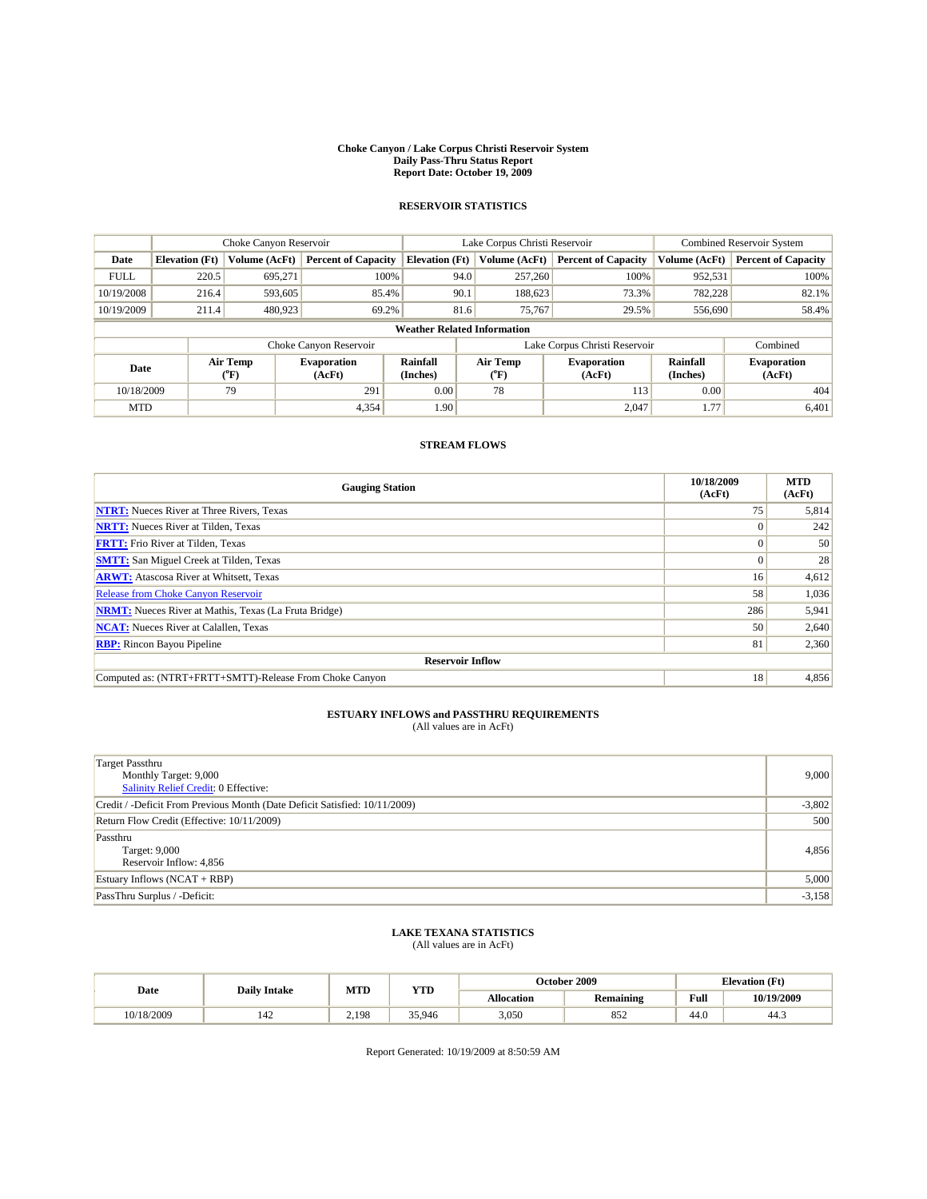**Choke Canyon / Lake Corpus Christi Reservoir System**
**Daily Pass-Thru Status Report**
**Report Date: October 19, 2009**

### RESERVOIR STATISTICS

| | Choke Canyon Reservoir | | | Lake Corpus Christi Reservoir | | | Combined Reservoir System | |
|---|---|---|---|---|---|---|---|---|
| **Date** | **Elevation (Ft)** | **Volume (AcFt)** | **Percent of Capacity** | **Elevation (Ft)** | **Volume (AcFt)** | **Percent of Capacity** | **Volume (AcFt)** | **Percent of Capacity** |
| FULL | 220.5 | 695,271 | 100% | 94.0 | 257,260 | 100% | 952,531 | 100% |
| 10/19/2008 | 216.4 | 593,605 | 85.4% | 90.1 | 188,623 | 73.3% | 782,228 | 82.1% |
| 10/19/2009 | 211.4 | 480,923 | 69.2% | 81.6 | 75,767 | 29.5% | 556,690 | 58.4% |

**Weather Related Information**

| | Choke Canyon Reservoir | | | Lake Corpus Christi Reservoir | | | Combined |
|---|---|---|---|---|---|---|---|
| **Date** | **Air Temp (°F)** | **Evaporation (AcFt)** | **Rainfall (Inches)** | **Air Temp (°F)** | **Evaporation (AcFt)** | **Rainfall (Inches)** | **Evaporation (AcFt)** |
| 10/18/2009 | 79 | 291 | 0.00 | 78 | 113 | 0.00 | 404 |
| MTD | | 4,354 | 1.90 | | 2,047 | 1.77 | 6,401 |

### STREAM FLOWS

| Gauging Station | 10/18/2009 (AcFt) | MTD (AcFt) |
|---|---|---|
| **NTRT:** Nueces River at Three Rivers, Texas | 75 | 5,814 |
| **NRTT:** Nueces River at Tilden, Texas | 0 | 242 |
| **FRTT:** Frio River at Tilden, Texas | 0 | 50 |
| **SMTT:** San Miguel Creek at Tilden, Texas | 0 | 28 |
| **ARWT:** Atascosa River at Whitsett, Texas | 16 | 4,612 |
| Release from Choke Canyon Reservoir | 58 | 1,036 |
| **NRMT:** Nueces River at Mathis, Texas (La Fruta Bridge) | 286 | 5,941 |
| **NCAT:** Nueces River at Calallen, Texas | 50 | 2,640 |
| **RBP:** Rincon Bayou Pipeline | 81 | 2,360 |
| **Reservoir Inflow** | | |
| Computed as: (NTRT+FRTT+SMTT)-Release From Choke Canyon | 18 | 4,856 |

### ESTUARY INFLOWS and PASSTHRU REQUIREMENTS
(All values are in AcFt)

| | |
|---|---|
| Target Passthru<br>Monthly Target: 9,000<br>Salinity Relief Credit: 0 Effective: | 9,000 |
| Credit / -Deficit From Previous Month (Date Deficit Satisfied: 10/11/2009) | -3,802 |
| Return Flow Credit (Effective: 10/11/2009) | 500 |
| Passthru<br>Target: 9,000<br>Reservoir Inflow: 4,856 | 4,856 |
| Estuary Inflows (NCAT + RBP) | 5,000 |
| PassThru Surplus / -Deficit: | -3,158 |

### LAKE TEXANA STATISTICS
(All values are in AcFt)

| Date | Daily Intake | MTD | YTD | October 2009 | | Elevation (Ft) | |
|---|---|---|---|---|---|---|---|
| | | | | **Allocation** | **Remaining** | **Full** | **10/19/2009** |
| 10/18/2009 | 142 | 2,198 | 35,946 | 3,050 | 852 | 44.0 | 44.3 |

Report Generated: 10/19/2009 at 8:50:59 AM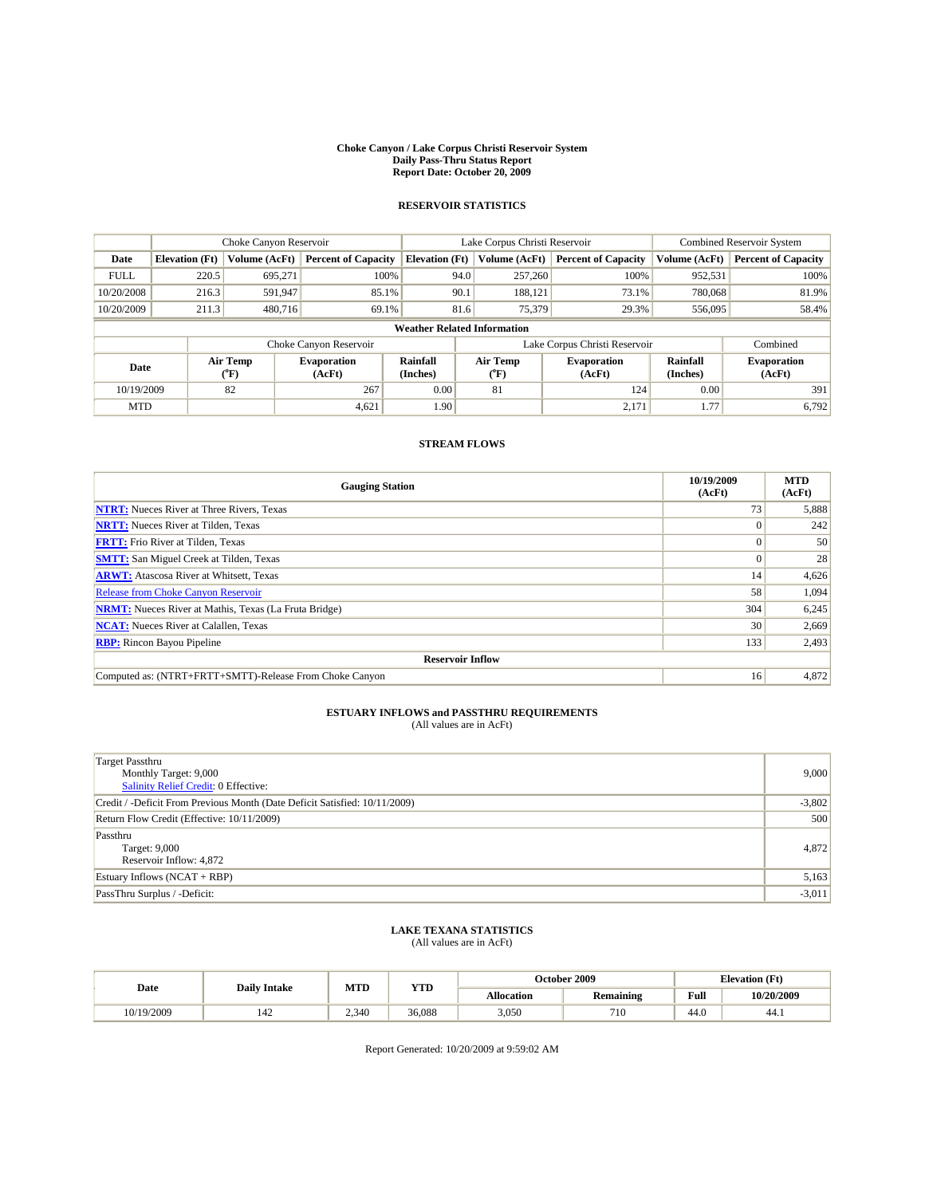**Choke Canyon / Lake Corpus Christi Reservoir System**
**Daily Pass-Thru Status Report**
**Report Date: October 20, 2009**

## RESERVOIR STATISTICS

| | Choke Canyon Reservoir | | | Lake Corpus Christi Reservoir | | | Combined Reservoir System | |
|---|---|---|---|---|---|---|---|---|
| **Date** | **Elevation (Ft)** | **Volume (AcFt)** | **Percent of Capacity** | **Elevation (Ft)** | **Volume (AcFt)** | **Percent of Capacity** | **Volume (AcFt)** | **Percent of Capacity** |
| FULL | 220.5 | 695,271 | 100% | 94.0 | 257,260 | 100% | 952,531 | 100% |
| 10/20/2008 | 216.3 | 591,947 | 85.1% | 90.1 | 188,121 | 73.1% | 780,068 | 81.9% |
| 10/20/2009 | 211.3 | 480,716 | 69.1% | 81.6 | 75,379 | 29.3% | 556,095 | 58.4% |

**Weather Related Information**

| | Choke Canyon Reservoir | | | Lake Corpus Christi Reservoir | | | Combined |
|---|---|---|---|---|---|---|---|
| **Date** | **Air Temp (°F)** | **Evaporation (AcFt)** | **Rainfall (Inches)** | **Air Temp (°F)** | **Evaporation (AcFt)** | **Rainfall (Inches)** | **Evaporation (AcFt)** |
| 10/19/2009 | 82 | 267 | 0.00 | 81 | 124 | 0.00 | 391 |
| MTD | | 4,621 | 1.90 | | 2,171 | 1.77 | 6,792 |

## STREAM FLOWS

| Gauging Station | 10/19/2009 (AcFt) | MTD (AcFt) |
|---|---|---|
| **NTRT:** Nueces River at Three Rivers, Texas | 73 | 5,888 |
| **NRTT:** Nueces River at Tilden, Texas | 0 | 242 |
| **FRTT:** Frio River at Tilden, Texas | 0 | 50 |
| **SMTT:** San Miguel Creek at Tilden, Texas | 0 | 28 |
| **ARWT:** Atascosa River at Whitsett, Texas | 14 | 4,626 |
| Release from Choke Canyon Reservoir | 58 | 1,094 |
| **NRMT:** Nueces River at Mathis, Texas (La Fruta Bridge) | 304 | 6,245 |
| **NCAT:** Nueces River at Calallen, Texas | 30 | 2,669 |
| **RBP:** Rincon Bayou Pipeline | 133 | 2,493 |
| **Reservoir Inflow** | | |
| Computed as: (NTRT+FRTT+SMTT)-Release From Choke Canyon | 16 | 4,872 |

## ESTUARY INFLOWS and PASSTHRU REQUIREMENTS
(All values are in AcFt)

| | |
|---|---|
| Target Passthru<br>Monthly Target: 9,000<br>Salinity Relief Credit: 0 Effective: | 9,000 |
| Credit / -Deficit From Previous Month (Date Deficit Satisfied: 10/11/2009) | -3,802 |
| Return Flow Credit (Effective: 10/11/2009) | 500 |
| Passthru<br>Target: 9,000<br>Reservoir Inflow: 4,872 | 4,872 |
| Estuary Inflows (NCAT + RBP) | 5,163 |
| PassThru Surplus / -Deficit: | -3,011 |

## LAKE TEXANA STATISTICS
(All values are in AcFt)

| Date | Daily Intake | MTD | YTD | October 2009 | | Elevation (Ft) | |
|---|---|---|---|---|---|---|---|
| | | | | **Allocation** | **Remaining** | **Full** | **10/20/2009** |
| 10/19/2009 | 142 | 2,340 | 36,088 | 3,050 | 710 | 44.0 | 44.1 |

Report Generated: 10/20/2009 at 9:59:02 AM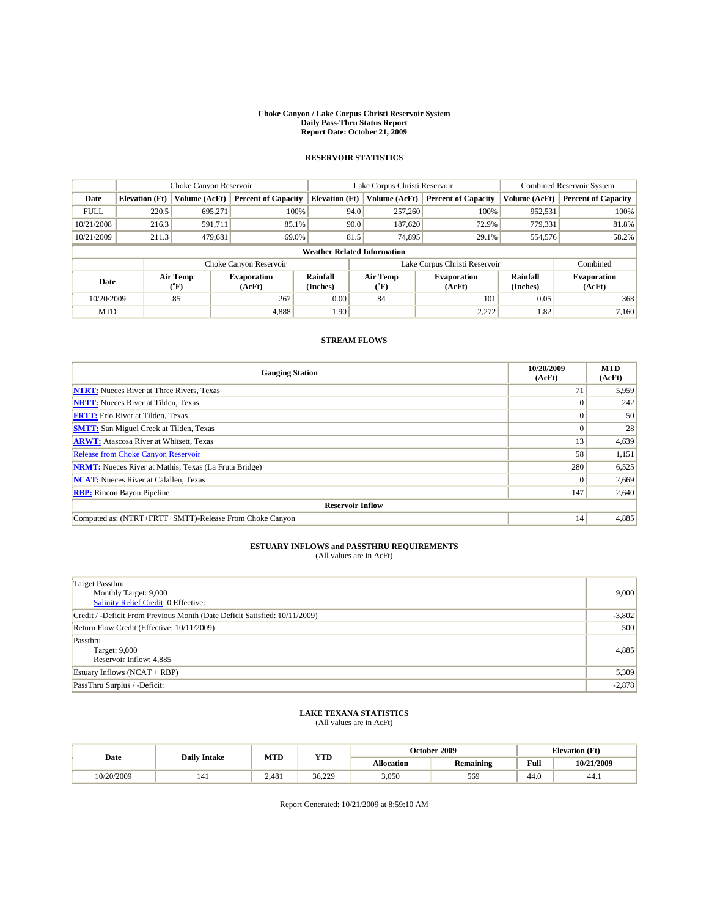**Choke Canyon / Lake Corpus Christi Reservoir System**
**Daily Pass-Thru Status Report**
**Report Date: October 21, 2009**

## RESERVOIR STATISTICS

| | Choke Canyon Reservoir | | | Lake Corpus Christi Reservoir | | | Combined Reservoir System | |
|---|---|---|---|---|---|---|---|---|
| **Date** | **Elevation (Ft)** | **Volume (AcFt)** | **Percent of Capacity** | **Elevation (Ft)** | **Volume (AcFt)** | **Percent of Capacity** | **Volume (AcFt)** | **Percent of Capacity** |
| FULL | 220.5 | 695,271 | 100% | 94.0 | 257,260 | 100% | 952,531 | 100% |
| 10/21/2008 | 216.3 | 591,711 | 85.1% | 90.0 | 187,620 | 72.9% | 779,331 | 81.8% |
| 10/21/2009 | 211.3 | 479,681 | 69.0% | 81.5 | 74,895 | 29.1% | 554,576 | 58.2% |

**Weather Related Information**

| | Choke Canyon Reservoir | | | Lake Corpus Christi Reservoir | | | Combined |
|---|---|---|---|---|---|---|---|
| **Date** | **Air Temp (°F)** | **Evaporation (AcFt)** | **Rainfall (Inches)** | **Air Temp (°F)** | **Evaporation (AcFt)** | **Rainfall (Inches)** | **Evaporation (AcFt)** |
| 10/20/2009 | 85 | 267 | 0.00 | 84 | 101 | 0.05 | 368 |
| MTD | | 4,888 | 1.90 | | 2,272 | 1.82 | 7,160 |

## STREAM FLOWS

| Gauging Station | 10/20/2009 (AcFt) | MTD (AcFt) |
|---|---|---|
| **NTRT:** Nueces River at Three Rivers, Texas | 71 | 5,959 |
| **NRTT:** Nueces River at Tilden, Texas | 0 | 242 |
| **FRTT:** Frio River at Tilden, Texas | 0 | 50 |
| **SMTT:** San Miguel Creek at Tilden, Texas | 0 | 28 |
| **ARWT:** Atascosa River at Whitsett, Texas | 13 | 4,639 |
| Release from Choke Canyon Reservoir | 58 | 1,151 |
| **NRMT:** Nueces River at Mathis, Texas (La Fruta Bridge) | 280 | 6,525 |
| **NCAT:** Nueces River at Calallen, Texas | 0 | 2,669 |
| **RBP:** Rincon Bayou Pipeline | 147 | 2,640 |
| **Reservoir Inflow** | | |
| Computed as: (NTRT+FRTT+SMTT)-Release From Choke Canyon | 14 | 4,885 |

## ESTUARY INFLOWS and PASSTHRU REQUIREMENTS
(All values are in AcFt)

| | |
|---|---|
| Target Passthru<br>Monthly Target: 9,000<br>Salinity Relief Credit: 0 Effective: | 9,000 |
| Credit / -Deficit From Previous Month (Date Deficit Satisfied: 10/11/2009) | -3,802 |
| Return Flow Credit (Effective: 10/11/2009) | 500 |
| Passthru<br>Target: 9,000<br>Reservoir Inflow: 4,885 | 4,885 |
| Estuary Inflows (NCAT + RBP) | 5,309 |
| PassThru Surplus / -Deficit: | -2,878 |

## LAKE TEXANA STATISTICS
(All values are in AcFt)

| Date | Daily Intake | MTD | YTD | October 2009 | | Elevation (Ft) | |
|---|---|---|---|---|---|---|---|
| | | | | **Allocation** | **Remaining** | **Full** | **10/21/2009** |
| 10/20/2009 | 141 | 2,481 | 36,229 | 3,050 | 569 | 44.0 | 44.1 |

Report Generated: 10/21/2009 at 8:59:10 AM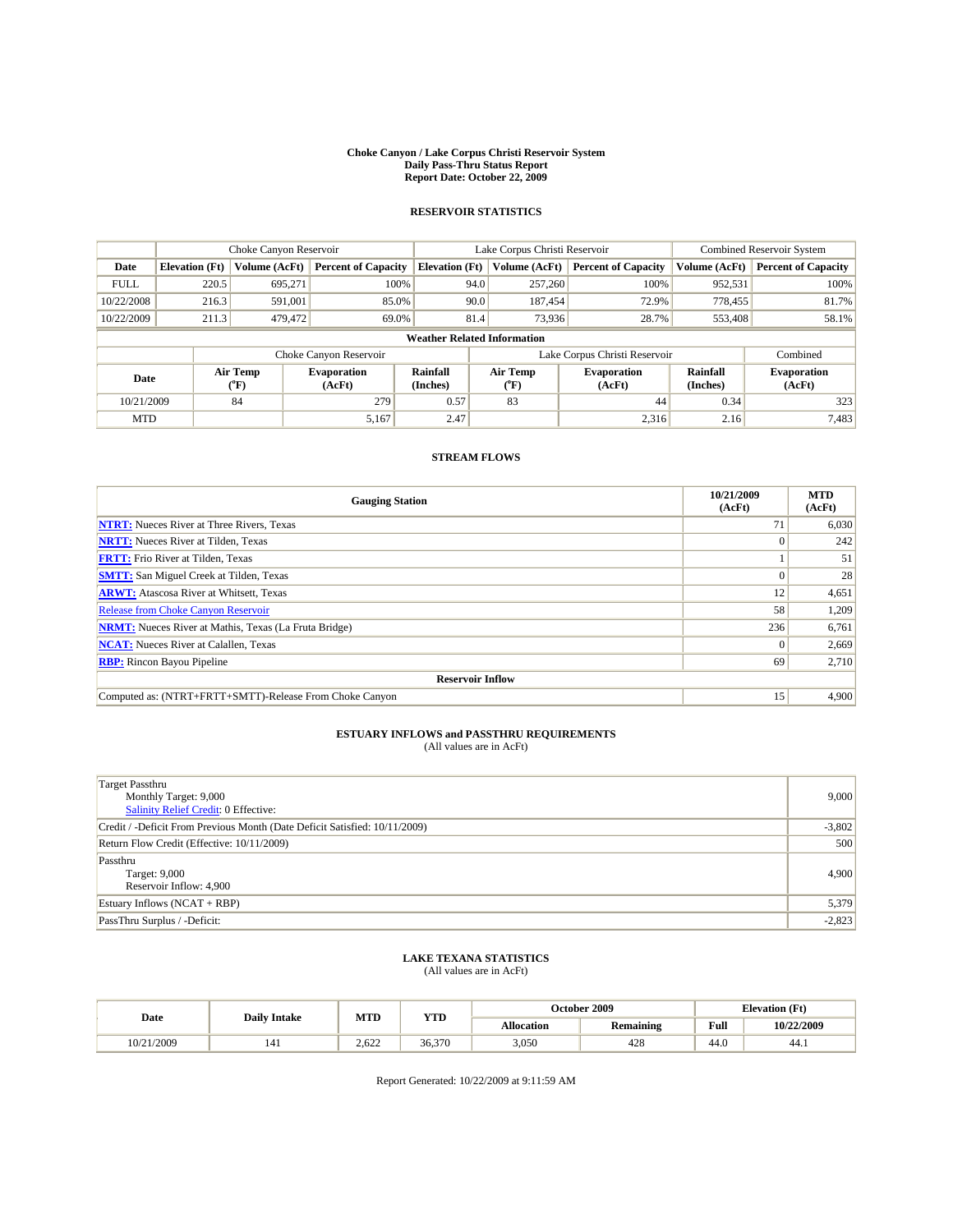# Choke Canyon / Lake Corpus Christi Reservoir System
## Daily Pass-Thru Status Report
### Report Date: October 22, 2009

## RESERVOIR STATISTICS

| | Choke Canyon Reservoir | | | Lake Corpus Christi Reservoir | | | Combined Reservoir System | |
|---|---|---|---|---|---|---|---|---|
| Date | Elevation (Ft) | Volume (AcFt) | Percent of Capacity | Elevation (Ft) | Volume (AcFt) | Percent of Capacity | Volume (AcFt) | Percent of Capacity |
| FULL | 220.5 | 695,271 | 100% | 94.0 | 257,260 | 100% | 952,531 | 100% |
| 10/22/2008 | 216.3 | 591,001 | 85.0% | 90.0 | 187,454 | 72.9% | 778,455 | 81.7% |
| 10/22/2009 | 211.3 | 479,472 | 69.0% | 81.4 | 73,936 | 28.7% | 553,408 | 58.1% |

**Weather Related Information**

| | Choke Canyon Reservoir | | | Lake Corpus Christi Reservoir | | | Combined |
|---|---|---|---|---|---|---|---|
| Date | Air Temp (°F) | Evaporation (AcFt) | Rainfall (Inches) | Air Temp (°F) | Evaporation (AcFt) | Rainfall (Inches) | Evaporation (AcFt) |
| 10/21/2009 | 84 | 279 | 0.57 | 83 | 44 | 0.34 | 323 |
| MTD | | 5,167 | 2.47 | | 2,316 | 2.16 | 7,483 |

## STREAM FLOWS

| Gauging Station | 10/21/2009 (AcFt) | MTD (AcFt) |
|---|---|---|
| NTRT: Nueces River at Three Rivers, Texas | 71 | 6,030 |
| NRTT: Nueces River at Tilden, Texas | 0 | 242 |
| FRTT: Frio River at Tilden, Texas | 1 | 51 |
| SMTT: San Miguel Creek at Tilden, Texas | 0 | 28 |
| ARWT: Atascosa River at Whitsett, Texas | 12 | 4,651 |
| Release from Choke Canyon Reservoir | 58 | 1,209 |
| NRMT: Nueces River at Mathis, Texas (La Fruta Bridge) | 236 | 6,761 |
| NCAT: Nueces River at Calallen, Texas | 0 | 2,669 |
| RBP: Rincon Bayou Pipeline | 69 | 2,710 |
| **Reservoir Inflow** | | |
| Computed as: (NTRT+FRTT+SMTT)-Release From Choke Canyon | 15 | 4,900 |

## ESTUARY INFLOWS and PASSTHRU REQUIREMENTS
(All values are in AcFt)

| | |
|---|---|
| Target Passthru<br>Monthly Target: 9,000<br>Salinity Relief Credit: 0 Effective: | 9,000 |
| Credit / -Deficit From Previous Month (Date Deficit Satisfied: 10/11/2009) | -3,802 |
| Return Flow Credit (Effective: 10/11/2009) | 500 |
| Passthru<br>Target: 9,000<br>Reservoir Inflow: 4,900 | 4,900 |
| Estuary Inflows (NCAT + RBP) | 5,379 |
| PassThru Surplus / -Deficit: | -2,823 |

## LAKE TEXANA STATISTICS
(All values are in AcFt)

| Date | Daily Intake | MTD | YTD | October 2009 | | Elevation (Ft) | |
|---|---|---|---|---|---|---|---|
| | | | | Allocation | Remaining | Full | 10/22/2009 |
| 10/21/2009 | 141 | 2,622 | 36,370 | 3,050 | 428 | 44.0 | 44.1 |

Report Generated: 10/22/2009 at 9:11:59 AM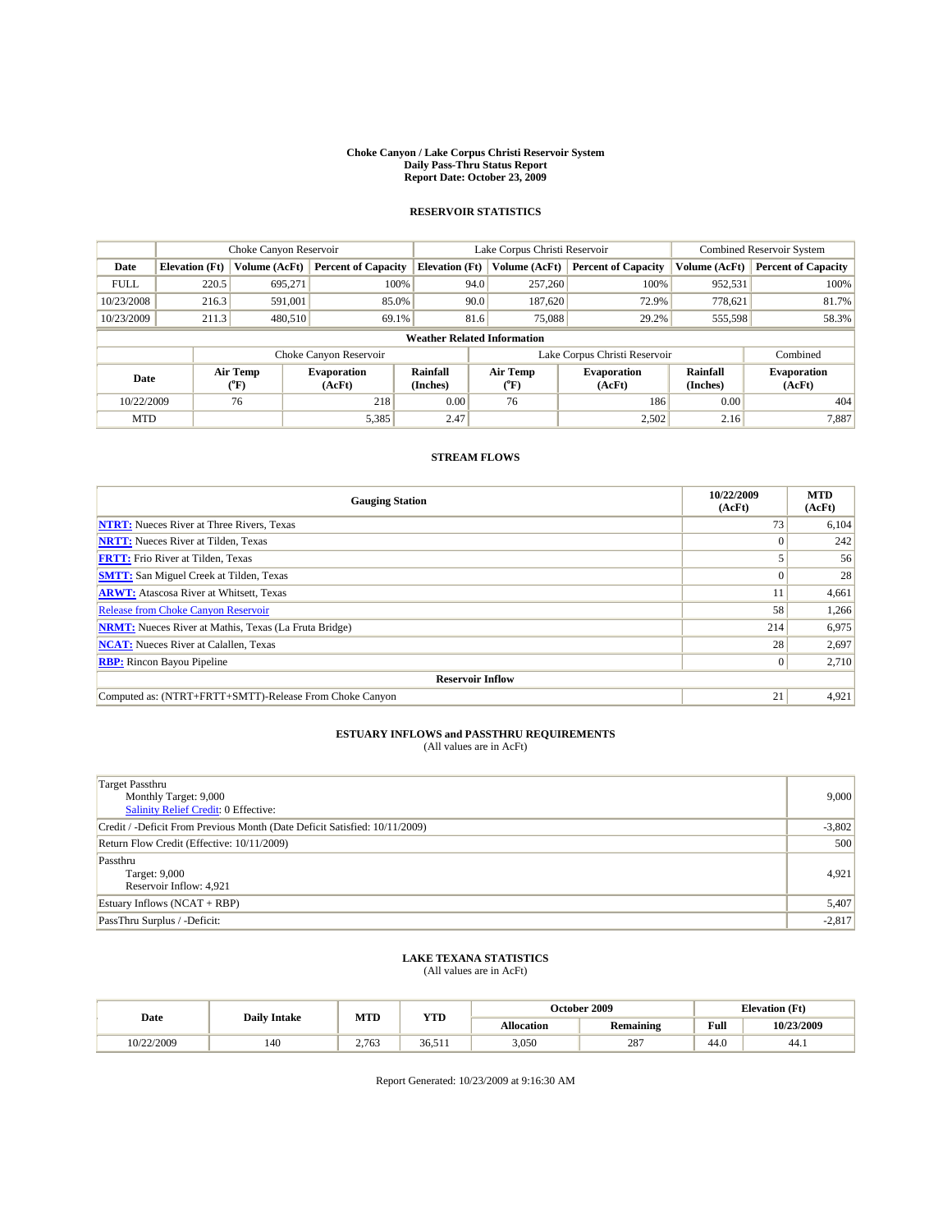# Choke Canyon / Lake Corpus Christi Reservoir System
## Daily Pass-Thru Status Report
### Report Date: October 23, 2009

## RESERVOIR STATISTICS

| | Choke Canyon Reservoir | | | Lake Corpus Christi Reservoir | | | Combined Reservoir System | |
|---|---|---|---|---|---|---|---|---|
| Date | Elevation (Ft) | Volume (AcFt) | Percent of Capacity | Elevation (Ft) | Volume (AcFt) | Percent of Capacity | Volume (AcFt) | Percent of Capacity |
| FULL | 220.5 | 695,271 | 100% | 94.0 | 257,260 | 100% | 952,531 | 100% |
| 10/23/2008 | 216.3 | 591,001 | 85.0% | 90.0 | 187,620 | 72.9% | 778,621 | 81.7% |
| 10/23/2009 | 211.3 | 480,510 | 69.1% | 81.6 | 75,088 | 29.2% | 555,598 | 58.3% |

**Weather Related Information**

| | Choke Canyon Reservoir | | | Lake Corpus Christi Reservoir | | | Combined |
|---|---|---|---|---|---|---|---|
| Date | Air Temp (°F) | Evaporation (AcFt) | Rainfall (Inches) | Air Temp (°F) | Evaporation (AcFt) | Rainfall (Inches) | Evaporation (AcFt) |
| 10/22/2009 | 76 | 218 | 0.00 | 76 | 186 | 0.00 | 404 |
| MTD | | 5,385 | 2.47 | | 2,502 | 2.16 | 7,887 |

## STREAM FLOWS

| Gauging Station | 10/22/2009 (AcFt) | MTD (AcFt) |
|---|---|---|
| NTRT: Nueces River at Three Rivers, Texas | 73 | 6,104 |
| NRTT: Nueces River at Tilden, Texas | 0 | 242 |
| FRTT: Frio River at Tilden, Texas | 5 | 56 |
| SMTT: San Miguel Creek at Tilden, Texas | 0 | 28 |
| ARWT: Atascosa River at Whitsett, Texas | 11 | 4,661 |
| Release from Choke Canyon Reservoir | 58 | 1,266 |
| NRMT: Nueces River at Mathis, Texas (La Fruta Bridge) | 214 | 6,975 |
| NCAT: Nueces River at Calallen, Texas | 28 | 2,697 |
| RBP: Rincon Bayou Pipeline | 0 | 2,710 |
| **Reservoir Inflow** | | |
| Computed as: (NTRT+FRTT+SMTT)-Release From Choke Canyon | 21 | 4,921 |

## ESTUARY INFLOWS and PASSTHRU REQUIREMENTS
(All values are in AcFt)

| | |
|---|---|
| Target Passthru<br>Monthly Target: 9,000<br>Salinity Relief Credit: 0 Effective: | 9,000 |
| Credit / -Deficit From Previous Month (Date Deficit Satisfied: 10/11/2009) | -3,802 |
| Return Flow Credit (Effective: 10/11/2009) | 500 |
| Passthru<br>Target: 9,000<br>Reservoir Inflow: 4,921 | 4,921 |
| Estuary Inflows (NCAT + RBP) | 5,407 |
| PassThru Surplus / -Deficit: | -2,817 |

## LAKE TEXANA STATISTICS
(All values are in AcFt)

| Date | Daily Intake | MTD | YTD | October 2009 | | Elevation (Ft) | |
|---|---|---|---|---|---|---|---|
| | | | | Allocation | Remaining | Full | 10/23/2009 |
| 10/22/2009 | 140 | 2,763 | 36,511 | 3,050 | 287 | 44.0 | 44.1 |

Report Generated: 10/23/2009 at 9:16:30 AM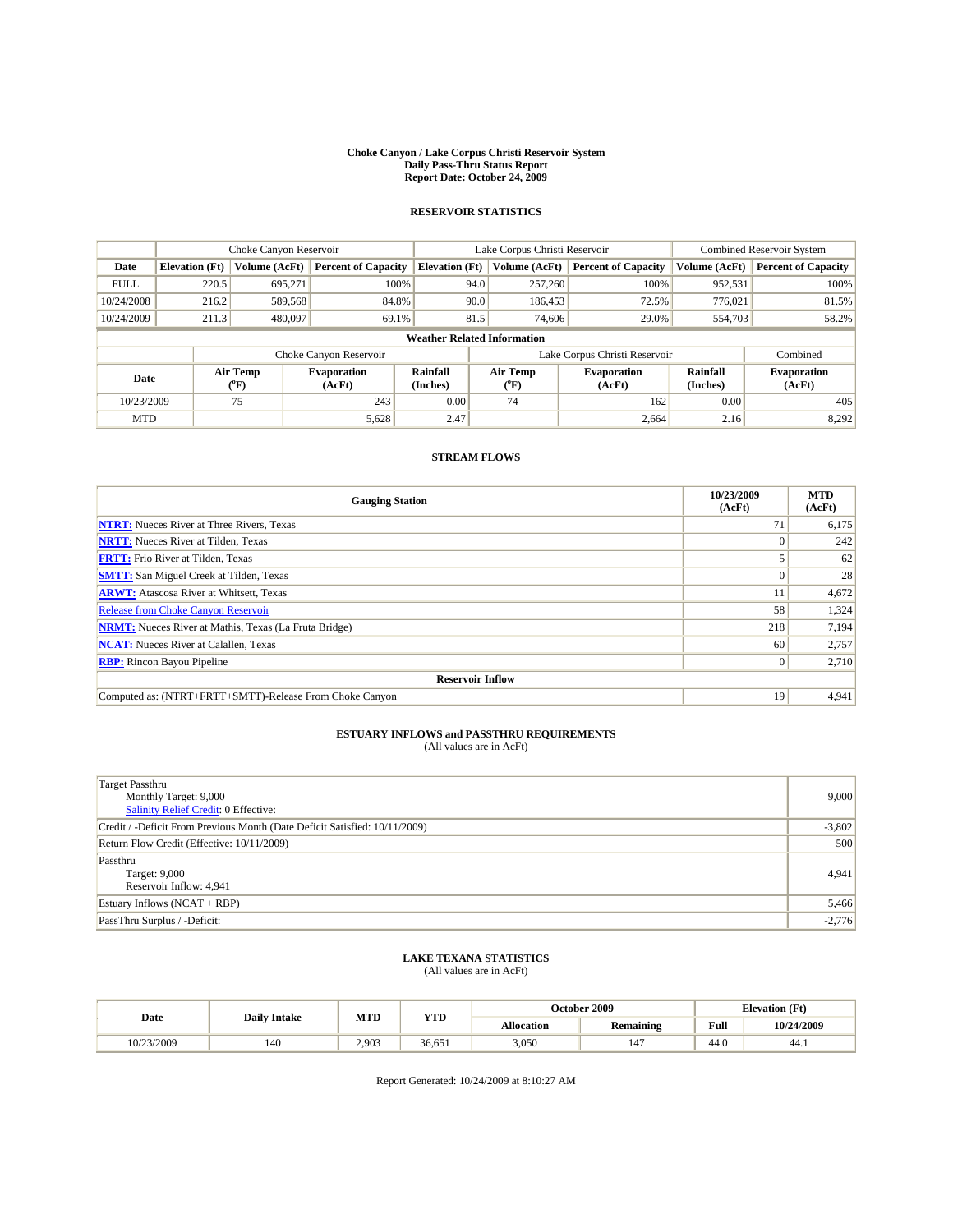**Choke Canyon / Lake Corpus Christi Reservoir System**
**Daily Pass-Thru Status Report**
**Report Date: October 24, 2009**

## RESERVOIR STATISTICS

| | Choke Canyon Reservoir | | | Lake Corpus Christi Reservoir | | | Combined Reservoir System | |
|---|---|---|---|---|---|---|---|---|
| **Date** | **Elevation (Ft)** | **Volume (AcFt)** | **Percent of Capacity** | **Elevation (Ft)** | **Volume (AcFt)** | **Percent of Capacity** | **Volume (AcFt)** | **Percent of Capacity** |
| FULL | 220.5 | 695,271 | 100% | 94.0 | 257,260 | 100% | 952,531 | 100% |
| 10/24/2008 | 216.2 | 589,568 | 84.8% | 90.0 | 186,453 | 72.5% | 776,021 | 81.5% |
| 10/24/2009 | 211.3 | 480,097 | 69.1% | 81.5 | 74,606 | 29.0% | 554,703 | 58.2% |

**Weather Related Information**

| | Choke Canyon Reservoir | | | Lake Corpus Christi Reservoir | | | Combined |
|---|---|---|---|---|---|---|---|
| **Date** | **Air Temp (°F)** | **Evaporation (AcFt)** | **Rainfall (Inches)** | **Air Temp (°F)** | **Evaporation (AcFt)** | **Rainfall (Inches)** | **Evaporation (AcFt)** |
| 10/23/2009 | 75 | 243 | 0.00 | 74 | 162 | 0.00 | 405 |
| MTD | | 5,628 | 2.47 | | 2,664 | 2.16 | 8,292 |

## STREAM FLOWS

| Gauging Station | 10/23/2009 (AcFt) | MTD (AcFt) |
|---|---|---|
| **NTRT:** Nueces River at Three Rivers, Texas | 71 | 6,175 |
| **NRTT:** Nueces River at Tilden, Texas | 0 | 242 |
| **FRTT:** Frio River at Tilden, Texas | 5 | 62 |
| **SMTT:** San Miguel Creek at Tilden, Texas | 0 | 28 |
| **ARWT:** Atascosa River at Whitsett, Texas | 11 | 4,672 |
| Release from Choke Canyon Reservoir | 58 | 1,324 |
| **NRMT:** Nueces River at Mathis, Texas (La Fruta Bridge) | 218 | 7,194 |
| **NCAT:** Nueces River at Calallen, Texas | 60 | 2,757 |
| **RBP:** Rincon Bayou Pipeline | 0 | 2,710 |
| **Reservoir Inflow** | | |
| Computed as: (NTRT+FRTT+SMTT)-Release From Choke Canyon | 19 | 4,941 |

## ESTUARY INFLOWS and PASSTHRU REQUIREMENTS
(All values are in AcFt)

| | |
|---|---|
| Target Passthru<br>Monthly Target: 9,000<br>Salinity Relief Credit: 0 Effective: | 9,000 |
| Credit / -Deficit From Previous Month (Date Deficit Satisfied: 10/11/2009) | -3,802 |
| Return Flow Credit (Effective: 10/11/2009) | 500 |
| Passthru<br>Target: 9,000<br>Reservoir Inflow: 4,941 | 4,941 |
| Estuary Inflows (NCAT + RBP) | 5,466 |
| PassThru Surplus / -Deficit: | -2,776 |

## LAKE TEXANA STATISTICS
(All values are in AcFt)

| Date | Daily Intake | MTD | YTD | October 2009 | | Elevation (Ft) | |
|---|---|---|---|---|---|---|---|
| | | | | **Allocation** | **Remaining** | **Full** | **10/24/2009** |
| 10/23/2009 | 140 | 2,903 | 36,651 | 3,050 | 147 | 44.0 | 44.1 |

Report Generated: 10/24/2009 at 8:10:27 AM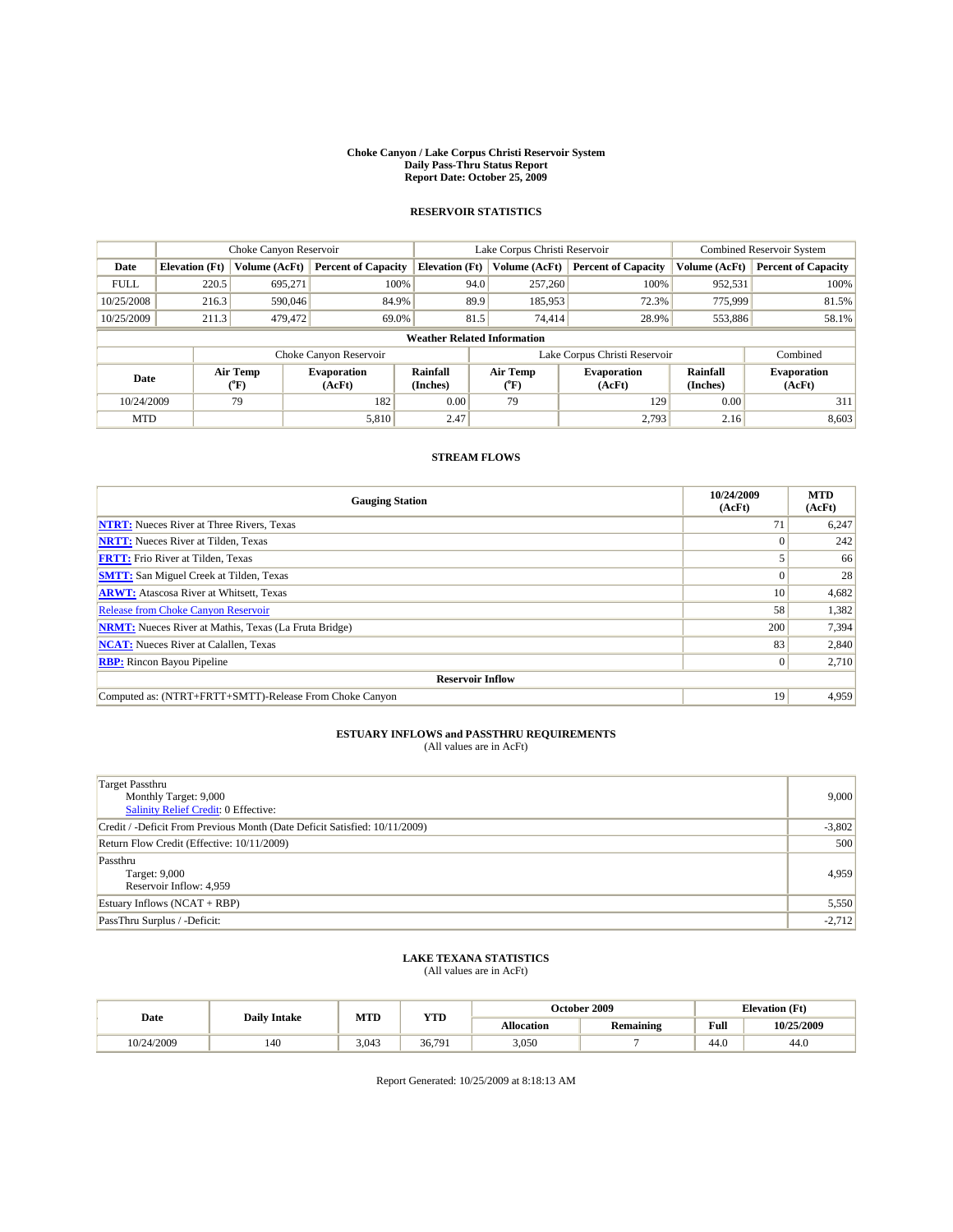**Choke Canyon / Lake Corpus Christi Reservoir System**
**Daily Pass-Thru Status Report**
**Report Date: October 25, 2009**

## RESERVOIR STATISTICS

| | Choke Canyon Reservoir | | | Lake Corpus Christi Reservoir | | | Combined Reservoir System | |
|---|---|---|---|---|---|---|---|---|
| Date | Elevation (Ft) | Volume (AcFt) | Percent of Capacity | Elevation (Ft) | Volume (AcFt) | Percent of Capacity | Volume (AcFt) | Percent of Capacity |
| FULL | 220.5 | 695,271 | 100% | 94.0 | 257,260 | 100% | 952,531 | 100% |
| 10/25/2008 | 216.3 | 590,046 | 84.9% | 89.9 | 185,953 | 72.3% | 775,999 | 81.5% |
| 10/25/2009 | 211.3 | 479,472 | 69.0% | 81.5 | 74,414 | 28.9% | 553,886 | 58.1% |

**Weather Related Information**

| | Choke Canyon Reservoir | | | Lake Corpus Christi Reservoir | | | Combined |
|---|---|---|---|---|---|---|---|
| Date | Air Temp (°F) | Evaporation (AcFt) | Rainfall (Inches) | Air Temp (°F) | Evaporation (AcFt) | Rainfall (Inches) | Evaporation (AcFt) |
| 10/24/2009 | 79 | 182 | 0.00 | 79 | 129 | 0.00 | 311 |
| MTD | | 5,810 | 2.47 | | 2,793 | 2.16 | 8,603 |

## STREAM FLOWS

| Gauging Station | 10/24/2009 (AcFt) | MTD (AcFt) |
|---|---|---|
| **NTRT:** Nueces River at Three Rivers, Texas | 71 | 6,247 |
| **NRTT:** Nueces River at Tilden, Texas | 0 | 242 |
| **FRTT:** Frio River at Tilden, Texas | 5 | 66 |
| **SMTT:** San Miguel Creek at Tilden, Texas | 0 | 28 |
| **ARWT:** Atascosa River at Whitsett, Texas | 10 | 4,682 |
| Release from Choke Canyon Reservoir | 58 | 1,382 |
| **NRMT:** Nueces River at Mathis, Texas (La Fruta Bridge) | 200 | 7,394 |
| **NCAT:** Nueces River at Calallen, Texas | 83 | 2,840 |
| **RBP:** Rincon Bayou Pipeline | 0 | 2,710 |
| **Reservoir Inflow** | | |
| Computed as: (NTRT+FRTT+SMTT)-Release From Choke Canyon | 19 | 4,959 |

## ESTUARY INFLOWS and PASSTHRU REQUIREMENTS
(All values are in AcFt)

| | |
|---|---|
| Target Passthru<br>Monthly Target: 9,000<br>Salinity Relief Credit: 0 Effective: | 9,000 |
| Credit / -Deficit From Previous Month (Date Deficit Satisfied: 10/11/2009) | -3,802 |
| Return Flow Credit (Effective: 10/11/2009) | 500 |
| Passthru<br>Target: 9,000<br>Reservoir Inflow: 4,959 | 4,959 |
| Estuary Inflows (NCAT + RBP) | 5,550 |
| PassThru Surplus / -Deficit: | -2,712 |

## LAKE TEXANA STATISTICS
(All values are in AcFt)

| Date | Daily Intake | MTD | YTD | October 2009 | | Elevation (Ft) | |
|---|---|---|---|---|---|---|---|
| | | | | Allocation | Remaining | Full | 10/25/2009 |
| 10/24/2009 | 140 | 3,043 | 36,791 | 3,050 | 7 | 44.0 | 44.0 |

Report Generated: 10/25/2009 at 8:18:13 AM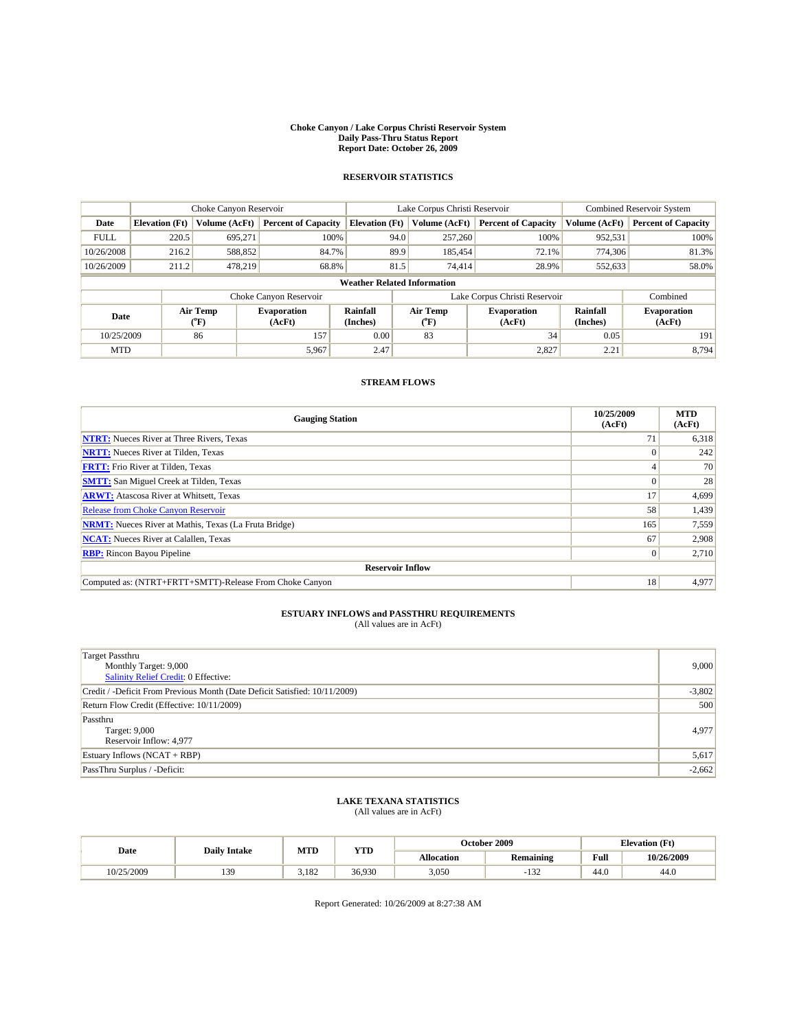# Choke Canyon / Lake Corpus Christi Reservoir System
## Daily Pass-Thru Status Report
## Report Date: October 26, 2009

### RESERVOIR STATISTICS

| | Choke Canyon Reservoir | | | Lake Corpus Christi Reservoir | | | Combined Reservoir System | |
|---|---|---|---|---|---|---|---|---|
| Date | Elevation (Ft) | Volume (AcFt) | Percent of Capacity | Elevation (Ft) | Volume (AcFt) | Percent of Capacity | Volume (AcFt) | Percent of Capacity |
| FULL | 220.5 | 695,271 | 100% | 94.0 | 257,260 | 100% | 952,531 | 100% |
| 10/26/2008 | 216.2 | 588,852 | 84.7% | 89.9 | 185,454 | 72.1% | 774,306 | 81.3% |
| 10/26/2009 | 211.2 | 478,219 | 68.8% | 81.5 | 74,414 | 28.9% | 552,633 | 58.0% |

**Weather Related Information**

| | Choke Canyon Reservoir | | | Lake Corpus Christi Reservoir | | | Combined |
|---|---|---|---|---|---|---|---|
| Date | Air Temp (°F) | Evaporation (AcFt) | Rainfall (Inches) | Air Temp (°F) | Evaporation (AcFt) | Rainfall (Inches) | Evaporation (AcFt) |
| 10/25/2009 | 86 | 157 | 0.00 | 83 | 34 | 0.05 | 191 |
| MTD | | 5,967 | 2.47 | | 2,827 | 2.21 | 8,794 |

### STREAM FLOWS

| Gauging Station | 10/25/2009 (AcFt) | MTD (AcFt) |
|---|---|---|
| NTRT: Nueces River at Three Rivers, Texas | 71 | 6,318 |
| NRTT: Nueces River at Tilden, Texas | 0 | 242 |
| FRTT: Frio River at Tilden, Texas | 4 | 70 |
| SMTT: San Miguel Creek at Tilden, Texas | 0 | 28 |
| ARWT: Atascosa River at Whitsett, Texas | 17 | 4,699 |
| Release from Choke Canyon Reservoir | 58 | 1,439 |
| NRMT: Nueces River at Mathis, Texas (La Fruta Bridge) | 165 | 7,559 |
| NCAT: Nueces River at Calallen, Texas | 67 | 2,908 |
| RBP: Rincon Bayou Pipeline | 0 | 2,710 |
| **Reservoir Inflow** | | |
| Computed as: (NTRT+FRTT+SMTT)-Release From Choke Canyon | 18 | 4,977 |

### ESTUARY INFLOWS and PASSTHRU REQUIREMENTS
(All values are in AcFt)

| | |
|---|---|
| Target Passthru<br>Monthly Target: 9,000<br>Salinity Relief Credit: 0 Effective: | 9,000 |
| Credit / -Deficit From Previous Month (Date Deficit Satisfied: 10/11/2009) | -3,802 |
| Return Flow Credit (Effective: 10/11/2009) | 500 |
| Passthru<br>Target: 9,000<br>Reservoir Inflow: 4,977 | 4,977 |
| Estuary Inflows (NCAT + RBP) | 5,617 |
| PassThru Surplus / -Deficit: | -2,662 |

### LAKE TEXANA STATISTICS
(All values are in AcFt)

| Date | Daily Intake | MTD | YTD | October 2009 | | Elevation (Ft) | |
|---|---|---|---|---|---|---|---|
| | | | | Allocation | Remaining | Full | 10/26/2009 |
| 10/25/2009 | 139 | 3,182 | 36,930 | 3,050 | -132 | 44.0 | 44.0 |

Report Generated: 10/26/2009 at 8:27:38 AM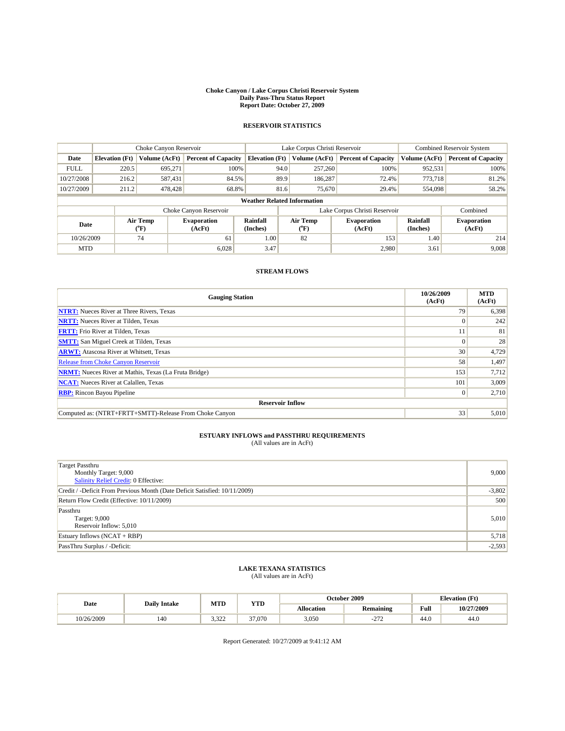**Choke Canyon / Lake Corpus Christi Reservoir System**
**Daily Pass-Thru Status Report**
**Report Date: October 27, 2009**

### RESERVOIR STATISTICS

| | Choke Canyon Reservoir | | | Lake Corpus Christi Reservoir | | | Combined Reservoir System | |
|---|---|---|---|---|---|---|---|---|
| **Date** | **Elevation (Ft)** | **Volume (AcFt)** | **Percent of Capacity** | **Elevation (Ft)** | **Volume (AcFt)** | **Percent of Capacity** | **Volume (AcFt)** | **Percent of Capacity** |
| FULL | 220.5 | 695,271 | 100% | 94.0 | 257,260 | 100% | 952,531 | 100% |
| 10/27/2008 | 216.2 | 587,431 | 84.5% | 89.9 | 186,287 | 72.4% | 773,718 | 81.2% |
| 10/27/2009 | 211.2 | 478,428 | 68.8% | 81.6 | 75,670 | 29.4% | 554,098 | 58.2% |

**Weather Related Information**

| | Choke Canyon Reservoir | | | Lake Corpus Christi Reservoir | | | Combined |
|---|---|---|---|---|---|---|---|
| **Date** | **Air Temp (°F)** | **Evaporation (AcFt)** | **Rainfall (Inches)** | **Air Temp (°F)** | **Evaporation (AcFt)** | **Rainfall (Inches)** | **Evaporation (AcFt)** |
| 10/26/2009 | 74 | 61 | 1.00 | 82 | 153 | 1.40 | 214 |
| MTD | | 6,028 | 3.47 | | 2,980 | 3.61 | 9,008 |

### STREAM FLOWS

| Gauging Station | 10/26/2009 (AcFt) | MTD (AcFt) |
|---|---|---|
| **NTRT:** Nueces River at Three Rivers, Texas | 79 | 6,398 |
| **NRTT:** Nueces River at Tilden, Texas | 0 | 242 |
| **FRTT:** Frio River at Tilden, Texas | 11 | 81 |
| **SMTT:** San Miguel Creek at Tilden, Texas | 0 | 28 |
| **ARWT:** Atascosa River at Whitsett, Texas | 30 | 4,729 |
| Release from Choke Canyon Reservoir | 58 | 1,497 |
| **NRMT:** Nueces River at Mathis, Texas (La Fruta Bridge) | 153 | 7,712 |
| **NCAT:** Nueces River at Calallen, Texas | 101 | 3,009 |
| **RBP:** Rincon Bayou Pipeline | 0 | 2,710 |
| **Reservoir Inflow** | | |
| Computed as: (NTRT+FRTT+SMTT)-Release From Choke Canyon | 33 | 5,010 |

### ESTUARY INFLOWS and PASSTHRU REQUIREMENTS
(All values are in AcFt)

| | |
|---|---|
| Target Passthru<br>Monthly Target: 9,000<br>Salinity Relief Credit: 0 Effective: | 9,000 |
| Credit / -Deficit From Previous Month (Date Deficit Satisfied: 10/11/2009) | -3,802 |
| Return Flow Credit (Effective: 10/11/2009) | 500 |
| Passthru<br>Target: 9,000<br>Reservoir Inflow: 5,010 | 5,010 |
| Estuary Inflows (NCAT + RBP) | 5,718 |
| PassThru Surplus / -Deficit: | -2,593 |

### LAKE TEXANA STATISTICS
(All values are in AcFt)

| Date | Daily Intake | MTD | YTD | October 2009 | | Elevation (Ft) | |
|---|---|---|---|---|---|---|---|
| | | | | **Allocation** | **Remaining** | **Full** | **10/27/2009** |
| 10/26/2009 | 140 | 3,322 | 37,070 | 3,050 | -272 | 44.0 | 44.0 |

Report Generated: 10/27/2009 at 9:41:12 AM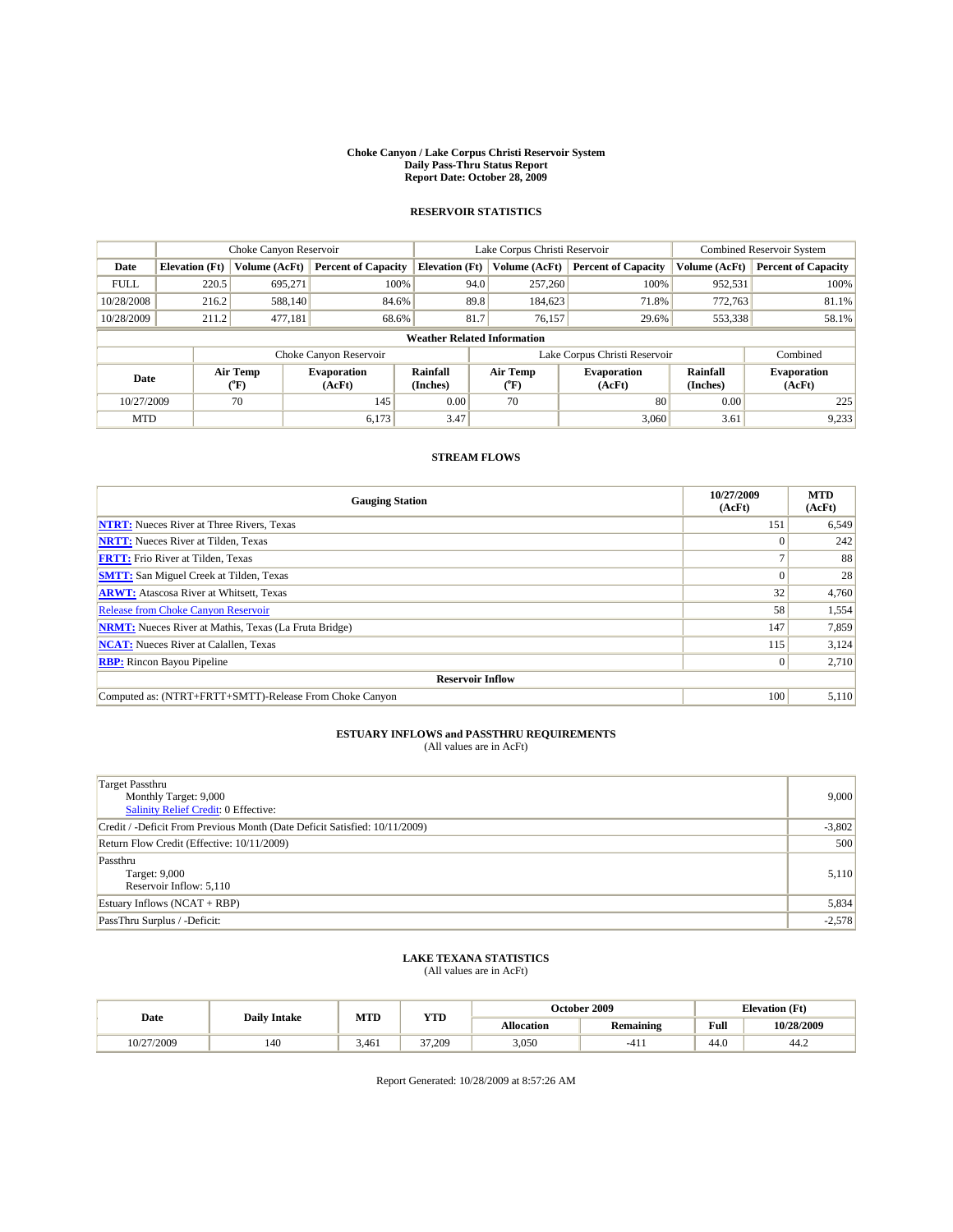**Choke Canyon / Lake Corpus Christi Reservoir System**
**Daily Pass-Thru Status Report**
**Report Date: October 28, 2009**

## RESERVOIR STATISTICS

| | Choke Canyon Reservoir | | | Lake Corpus Christi Reservoir | | | Combined Reservoir System | |
|---|---|---|---|---|---|---|---|---|
| **Date** | **Elevation (Ft)** | **Volume (AcFt)** | **Percent of Capacity** | **Elevation (Ft)** | **Volume (AcFt)** | **Percent of Capacity** | **Volume (AcFt)** | **Percent of Capacity** |
| FULL | 220.5 | 695,271 | 100% | 94.0 | 257,260 | 100% | 952,531 | 100% |
| 10/28/2008 | 216.2 | 588,140 | 84.6% | 89.8 | 184,623 | 71.8% | 772,763 | 81.1% |
| 10/28/2009 | 211.2 | 477,181 | 68.6% | 81.7 | 76,157 | 29.6% | 553,338 | 58.1% |

**Weather Related Information**

| | Choke Canyon Reservoir | | | Lake Corpus Christi Reservoir | | | Combined |
|---|---|---|---|---|---|---|---|
| **Date** | **Air Temp (°F)** | **Evaporation (AcFt)** | **Rainfall (Inches)** | **Air Temp (°F)** | **Evaporation (AcFt)** | **Rainfall (Inches)** | **Evaporation (AcFt)** |
| 10/27/2009 | 70 | 145 | 0.00 | 70 | 80 | 0.00 | 225 |
| MTD | | 6,173 | 3.47 | | 3,060 | 3.61 | 9,233 |

## STREAM FLOWS

| Gauging Station | 10/27/2009 (AcFt) | MTD (AcFt) |
|---|---|---|
| NTRT: Nueces River at Three Rivers, Texas | 151 | 6,549 |
| NRTT: Nueces River at Tilden, Texas | 0 | 242 |
| FRTT: Frio River at Tilden, Texas | 7 | 88 |
| SMTT: San Miguel Creek at Tilden, Texas | 0 | 28 |
| ARWT: Atascosa River at Whitsett, Texas | 32 | 4,760 |
| Release from Choke Canyon Reservoir | 58 | 1,554 |
| NRMT: Nueces River at Mathis, Texas (La Fruta Bridge) | 147 | 7,859 |
| NCAT: Nueces River at Calallen, Texas | 115 | 3,124 |
| RBP: Rincon Bayou Pipeline | 0 | 2,710 |
| **Reservoir Inflow** | | |
| Computed as: (NTRT+FRTT+SMTT)-Release From Choke Canyon | 100 | 5,110 |

## ESTUARY INFLOWS and PASSTHRU REQUIREMENTS

(All values are in AcFt)

| | |
|---|---|
| Target Passthru<br>Monthly Target: 9,000<br>Salinity Relief Credit: 0 Effective: | 9,000 |
| Credit / -Deficit From Previous Month (Date Deficit Satisfied: 10/11/2009) | -3,802 |
| Return Flow Credit (Effective: 10/11/2009) | 500 |
| Passthru<br>Target: 9,000<br>Reservoir Inflow: 5,110 | 5,110 |
| Estuary Inflows (NCAT + RBP) | 5,834 |
| PassThru Surplus / -Deficit: | -2,578 |

## LAKE TEXANA STATISTICS

(All values are in AcFt)

| Date | Daily Intake | MTD | YTD | October 2009 | | Elevation (Ft) | |
|---|---|---|---|---|---|---|---|
| | | | | **Allocation** | **Remaining** | **Full** | **10/28/2009** |
| 10/27/2009 | 140 | 3,461 | 37,209 | 3,050 | -411 | 44.0 | 44.2 |

Report Generated: 10/28/2009 at 8:57:26 AM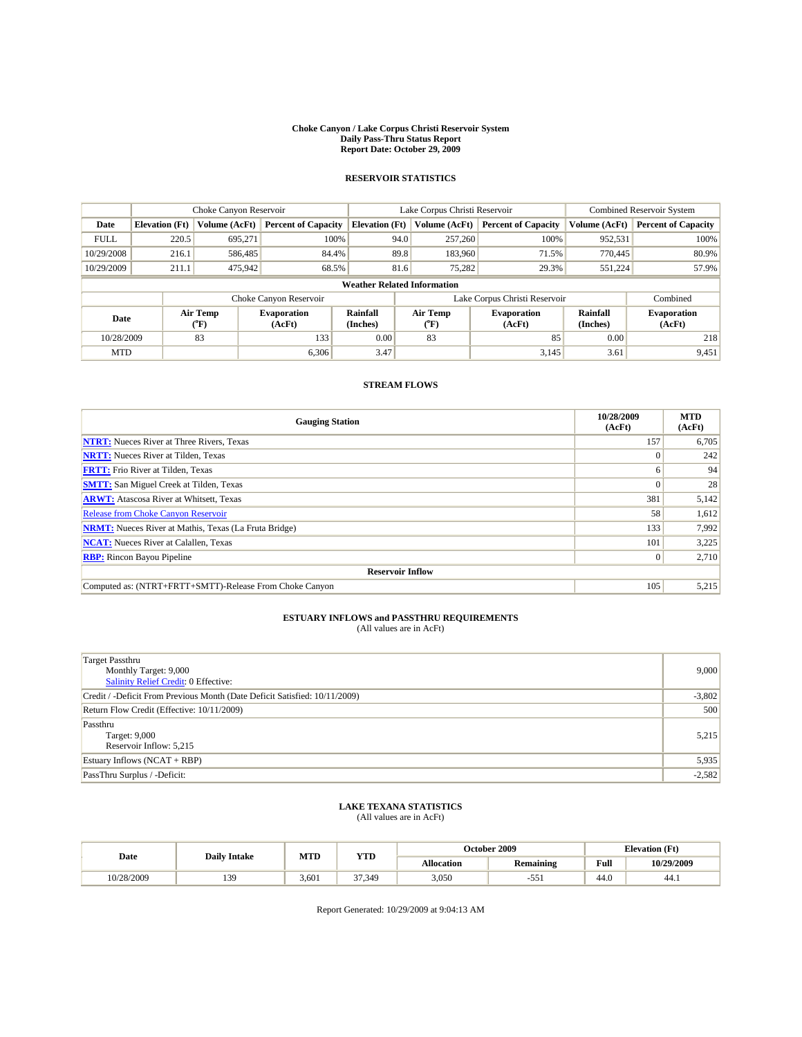**Choke Canyon / Lake Corpus Christi Reservoir System**
**Daily Pass-Thru Status Report**
**Report Date: October 29, 2009**

### RESERVOIR STATISTICS

| | Choke Canyon Reservoir | | | Lake Corpus Christi Reservoir | | | Combined Reservoir System | |
|---|---|---|---|---|---|---|---|---|
| Date | Elevation (Ft) | Volume (AcFt) | Percent of Capacity | Elevation (Ft) | Volume (AcFt) | Percent of Capacity | Volume (AcFt) | Percent of Capacity |
| FULL | 220.5 | 695,271 | 100% | 94.0 | 257,260 | 100% | 952,531 | 100% |
| 10/29/2008 | 216.1 | 586,485 | 84.4% | 89.8 | 183,960 | 71.5% | 770,445 | 80.9% |
| 10/29/2009 | 211.1 | 475,942 | 68.5% | 81.6 | 75,282 | 29.3% | 551,224 | 57.9% |

**Weather Related Information**

| | Choke Canyon Reservoir | | | Lake Corpus Christi Reservoir | | | Combined |
|---|---|---|---|---|---|---|---|
| Date | Air Temp (°F) | Evaporation (AcFt) | Rainfall (Inches) | Air Temp (°F) | Evaporation (AcFt) | Rainfall (Inches) | Evaporation (AcFt) |
| 10/28/2009 | 83 | 133 | 0.00 | 83 | 85 | 0.00 | 218 |
| MTD | | 6,306 | 3.47 | | 3,145 | 3.61 | 9,451 |

### STREAM FLOWS

| Gauging Station | 10/28/2009 (AcFt) | MTD (AcFt) |
|---|---|---|
| NTRT: Nueces River at Three Rivers, Texas | 157 | 6,705 |
| NRTT: Nueces River at Tilden, Texas | 0 | 242 |
| FRTT: Frio River at Tilden, Texas | 6 | 94 |
| SMTT: San Miguel Creek at Tilden, Texas | 0 | 28 |
| ARWT: Atascosa River at Whitsett, Texas | 381 | 5,142 |
| Release from Choke Canyon Reservoir | 58 | 1,612 |
| NRMT: Nueces River at Mathis, Texas (La Fruta Bridge) | 133 | 7,992 |
| NCAT: Nueces River at Calallen, Texas | 101 | 3,225 |
| RBP: Rincon Bayou Pipeline | 0 | 2,710 |
| **Reservoir Inflow** | | |
| Computed as: (NTRT+FRTT+SMTT)-Release From Choke Canyon | 105 | 5,215 |

### ESTUARY INFLOWS and PASSTHRU REQUIREMENTS
(All values are in AcFt)

| | |
|---|---|
| Target Passthru<br>Monthly Target: 9,000<br>Salinity Relief Credit: 0 Effective: | 9,000 |
| Credit / -Deficit From Previous Month (Date Deficit Satisfied: 10/11/2009) | -3,802 |
| Return Flow Credit (Effective: 10/11/2009) | 500 |
| Passthru<br>Target: 9,000<br>Reservoir Inflow: 5,215 | 5,215 |
| Estuary Inflows (NCAT + RBP) | 5,935 |
| PassThru Surplus / -Deficit: | -2,582 |

### LAKE TEXANA STATISTICS
(All values are in AcFt)

| Date | Daily Intake | MTD | YTD | October 2009 | | Elevation (Ft) | |
|---|---|---|---|---|---|---|---|
| | | | | Allocation | Remaining | Full | 10/29/2009 |
| 10/28/2009 | 139 | 3,601 | 37,349 | 3,050 | -551 | 44.0 | 44.1 |

Report Generated: 10/29/2009 at 9:04:13 AM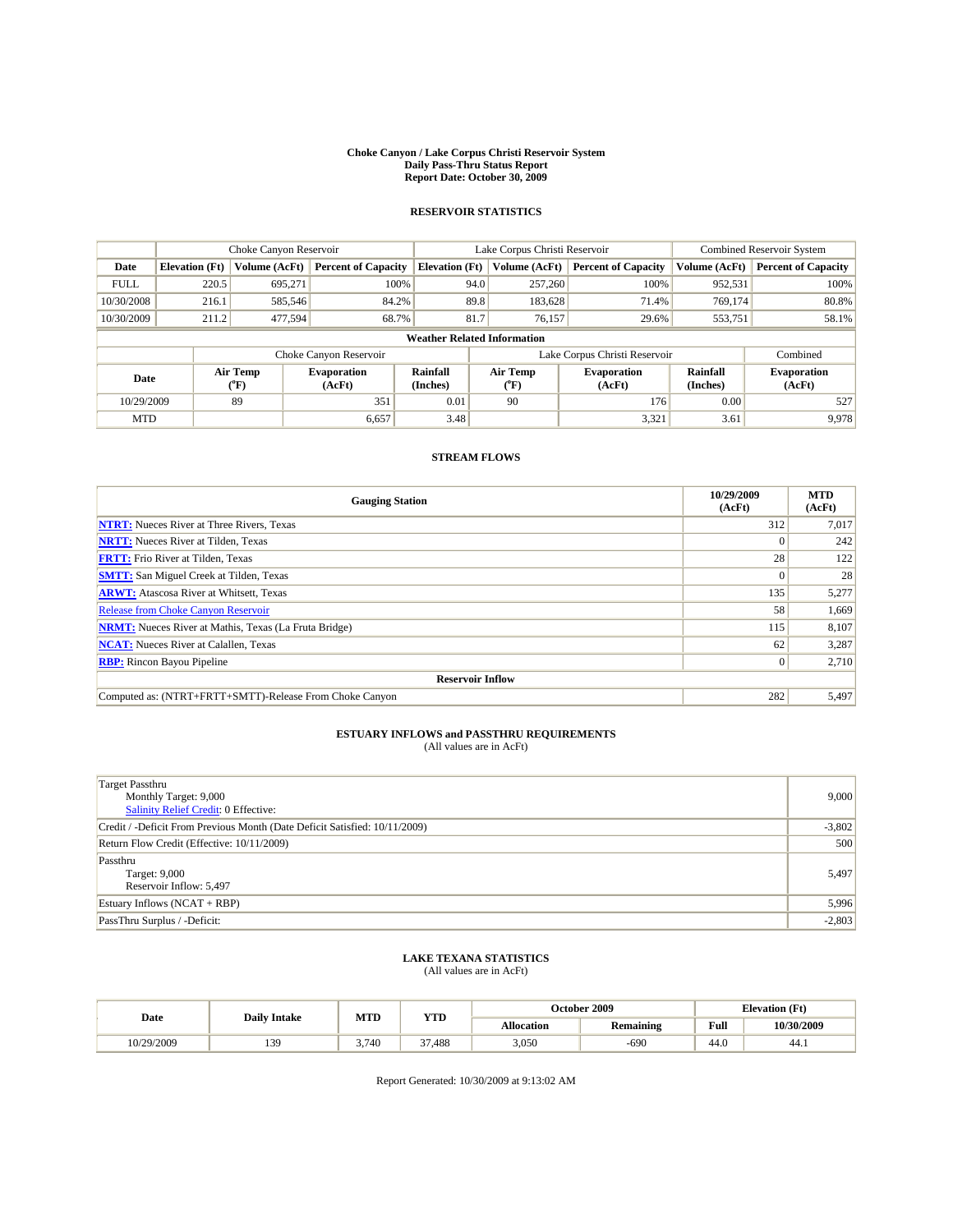# Choke Canyon / Lake Corpus Christi Reservoir System
## Daily Pass-Thru Status Report
## Report Date: October 30, 2009

### RESERVOIR STATISTICS

| | Choke Canyon Reservoir | | | Lake Corpus Christi Reservoir | | | Combined Reservoir System | |
|---|---|---|---|---|---|---|---|---|
| Date | Elevation (Ft) | Volume (AcFt) | Percent of Capacity | Elevation (Ft) | Volume (AcFt) | Percent of Capacity | Volume (AcFt) | Percent of Capacity |
| FULL | 220.5 | 695,271 | 100% | 94.0 | 257,260 | 100% | 952,531 | 100% |
| 10/30/2008 | 216.1 | 585,546 | 84.2% | 89.8 | 183,628 | 71.4% | 769,174 | 80.8% |
| 10/30/2009 | 211.2 | 477,594 | 68.7% | 81.7 | 76,157 | 29.6% | 553,751 | 58.1% |

**Weather Related Information**

| | Choke Canyon Reservoir | | | Lake Corpus Christi Reservoir | | | Combined |
|---|---|---|---|---|---|---|---|
| Date | Air Temp (°F) | Evaporation (AcFt) | Rainfall (Inches) | Air Temp (°F) | Evaporation (AcFt) | Rainfall (Inches) | Evaporation (AcFt) |
| 10/29/2009 | 89 | 351 | 0.01 | 90 | 176 | 0.00 | 527 |
| MTD | | 6,657 | 3.48 | | 3,321 | 3.61 | 9,978 |

### STREAM FLOWS

| Gauging Station | 10/29/2009 (AcFt) | MTD (AcFt) |
|---|---|---|
| NTRT: Nueces River at Three Rivers, Texas | 312 | 7,017 |
| NRTT: Nueces River at Tilden, Texas | 0 | 242 |
| FRTT: Frio River at Tilden, Texas | 28 | 122 |
| SMTT: San Miguel Creek at Tilden, Texas | 0 | 28 |
| ARWT: Atascosa River at Whitsett, Texas | 135 | 5,277 |
| Release from Choke Canyon Reservoir | 58 | 1,669 |
| NRMT: Nueces River at Mathis, Texas (La Fruta Bridge) | 115 | 8,107 |
| NCAT: Nueces River at Calallen, Texas | 62 | 3,287 |
| RBP: Rincon Bayou Pipeline | 0 | 2,710 |
| **Reservoir Inflow** | | |
| Computed as: (NTRT+FRTT+SMTT)-Release From Choke Canyon | 282 | 5,497 |

### ESTUARY INFLOWS and PASSTHRU REQUIREMENTS
(All values are in AcFt)

| | |
|---|---|
| Target Passthru<br>Monthly Target: 9,000<br>Salinity Relief Credit: 0 Effective: | 9,000 |
| Credit / -Deficit From Previous Month (Date Deficit Satisfied: 10/11/2009) | -3,802 |
| Return Flow Credit (Effective: 10/11/2009) | 500 |
| Passthru<br>Target: 9,000<br>Reservoir Inflow: 5,497 | 5,497 |
| Estuary Inflows (NCAT + RBP) | 5,996 |
| PassThru Surplus / -Deficit: | -2,803 |

### LAKE TEXANA STATISTICS
(All values are in AcFt)

| Date | Daily Intake | MTD | YTD | October 2009 | | Elevation (Ft) | |
|---|---|---|---|---|---|---|---|
| | | | | Allocation | Remaining | Full | 10/30/2009 |
| 10/29/2009 | 139 | 3,740 | 37,488 | 3,050 | -690 | 44.0 | 44.1 |

Report Generated: 10/30/2009 at 9:13:02 AM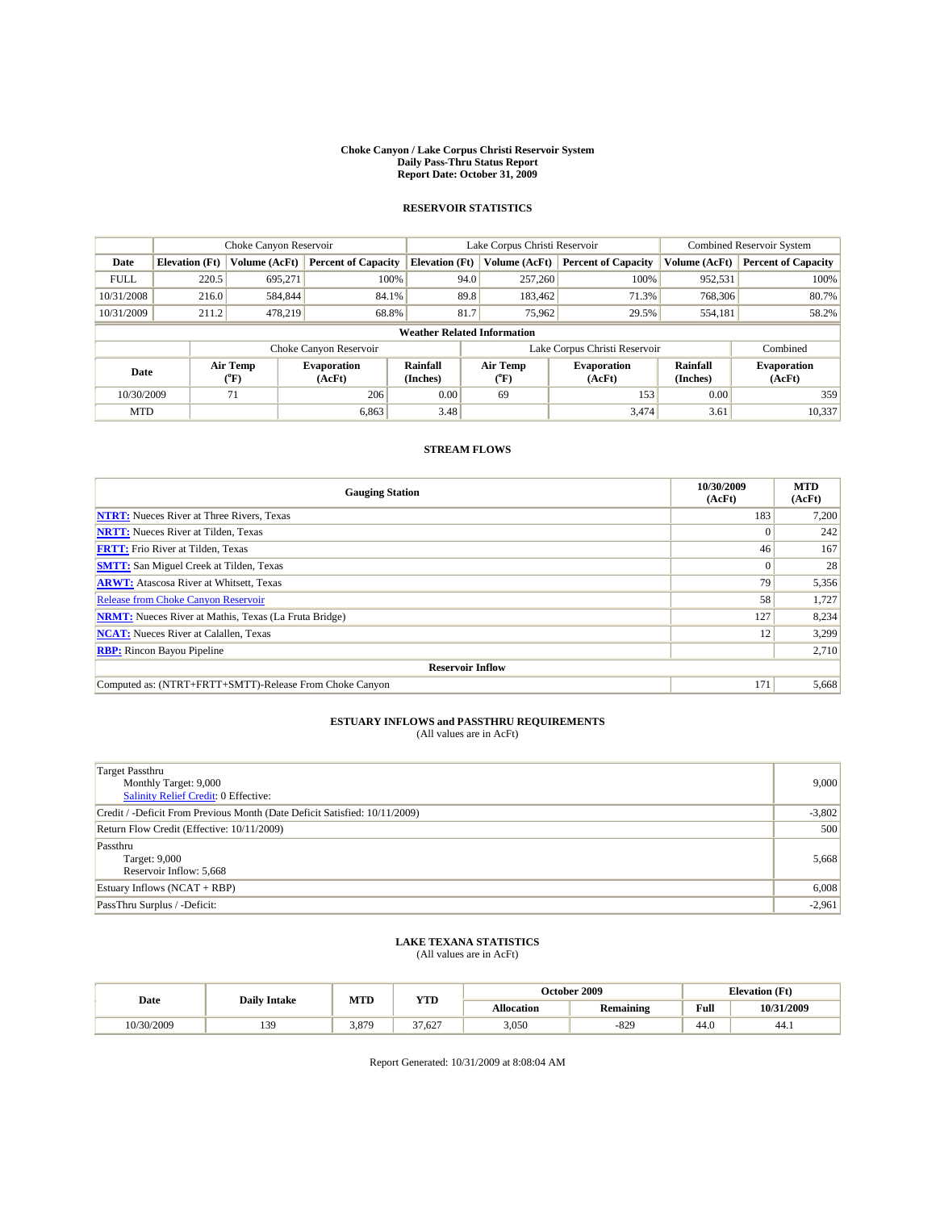**Choke Canyon / Lake Corpus Christi Reservoir System**
**Daily Pass-Thru Status Report**
**Report Date: October 31, 2009**

## RESERVOIR STATISTICS

| | Choke Canyon Reservoir | | | Lake Corpus Christi Reservoir | | | Combined Reservoir System | |
|---|---|---|---|---|---|---|---|---|
| **Date** | **Elevation (Ft)** | **Volume (AcFt)** | **Percent of Capacity** | **Elevation (Ft)** | **Volume (AcFt)** | **Percent of Capacity** | **Volume (AcFt)** | **Percent of Capacity** |
| FULL | 220.5 | 695,271 | 100% | 94.0 | 257,260 | 100% | 952,531 | 100% |
| 10/31/2008 | 216.0 | 584,844 | 84.1% | 89.8 | 183,462 | 71.3% | 768,306 | 80.7% |
| 10/31/2009 | 211.2 | 478,219 | 68.8% | 81.7 | 75,962 | 29.5% | 554,181 | 58.2% |

**Weather Related Information**

| | Choke Canyon Reservoir | | | Lake Corpus Christi Reservoir | | | Combined |
|---|---|---|---|---|---|---|---|
| **Date** | **Air Temp (°F)** | **Evaporation (AcFt)** | **Rainfall (Inches)** | **Air Temp (°F)** | **Evaporation (AcFt)** | **Rainfall (Inches)** | **Evaporation (AcFt)** |
| 10/30/2009 | 71 | 206 | 0.00 | 69 | 153 | 0.00 | 359 |
| MTD | | 6,863 | 3.48 | | 3,474 | 3.61 | 10,337 |

## STREAM FLOWS

| Gauging Station | 10/30/2009 (AcFt) | MTD (AcFt) |
|---|---|---|
| NTRT: Nueces River at Three Rivers, Texas | 183 | 7,200 |
| NRTT: Nueces River at Tilden, Texas | 0 | 242 |
| FRTT: Frio River at Tilden, Texas | 46 | 167 |
| SMTT: San Miguel Creek at Tilden, Texas | 0 | 28 |
| ARWT: Atascosa River at Whitsett, Texas | 79 | 5,356 |
| Release from Choke Canyon Reservoir | 58 | 1,727 |
| NRMT: Nueces River at Mathis, Texas (La Fruta Bridge) | 127 | 8,234 |
| NCAT: Nueces River at Calallen, Texas | 12 | 3,299 |
| RBP: Rincon Bayou Pipeline | | 2,710 |
| **Reservoir Inflow** | | |
| Computed as: (NTRT+FRTT+SMTT)-Release From Choke Canyon | 171 | 5,668 |

## ESTUARY INFLOWS and PASSTHRU REQUIREMENTS
(All values are in AcFt)

| | |
|---|---|
| Target Passthru<br>Monthly Target: 9,000<br>Salinity Relief Credit: 0 Effective: | 9,000 |
| Credit / -Deficit From Previous Month (Date Deficit Satisfied: 10/11/2009) | -3,802 |
| Return Flow Credit (Effective: 10/11/2009) | 500 |
| Passthru<br>Target: 9,000<br>Reservoir Inflow: 5,668 | 5,668 |
| Estuary Inflows (NCAT + RBP) | 6,008 |
| PassThru Surplus / -Deficit: | -2,961 |

## LAKE TEXANA STATISTICS
(All values are in AcFt)

| Date | Daily Intake | MTD | YTD | October 2009 | | Elevation (Ft) | |
|---|---|---|---|---|---|---|---|
| | | | | **Allocation** | **Remaining** | **Full** | **10/31/2009** |
| 10/30/2009 | 139 | 3,879 | 37,627 | 3,050 | -829 | 44.0 | 44.1 |

Report Generated: 10/31/2009 at 8:08:04 AM